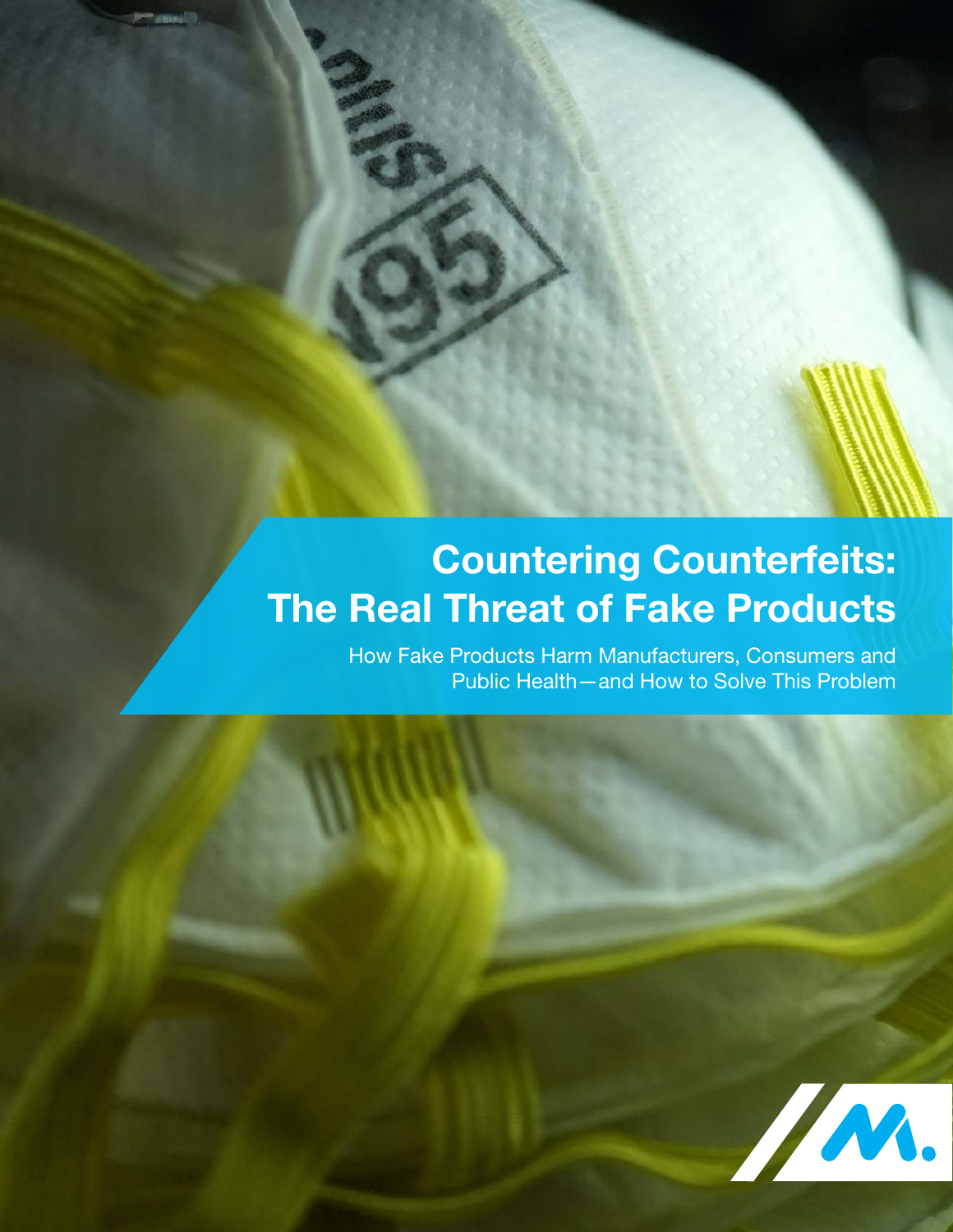# Countering Counterfeits: The Real Threat of Fake Products

How Fake Products Harm Manufacturers, Consumers and Public Health—and How to Solve This Problem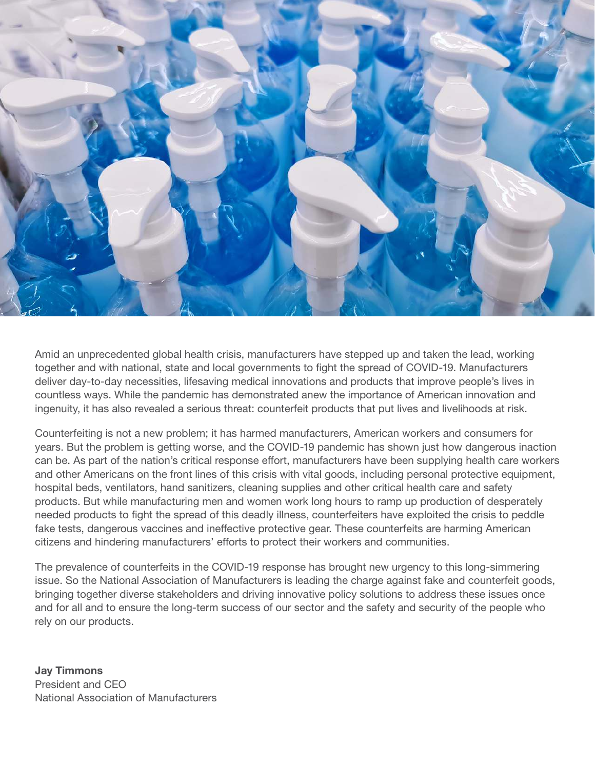Amid an unprecedented global health crisis, manufacturers have stepped up and taken the lead, working together and with national, state and local governments to fight the spread of COVID-19. Manufacturers deliver day-to-day necessities, lifesaving medical innovations and products that improve people's lives in countless ways. While the pandemic has demonstrated anew the importance of American innovation and ingenuity, it has also revealed a serious threat: counterfeit products that put lives and livelihoods at risk.

Counterfeiting is not a new problem; it has harmed manufacturers, American workers and consumers for years. But the problem is getting worse, and the COVID-19 pandemic has shown just how dangerous inaction can be. As part of the nation's critical response effort, manufacturers have been supplying health care workers and other Americans on the front lines of this crisis with vital goods, including personal protective equipment, hospital beds, ventilators, hand sanitizers, cleaning supplies and other critical health care and safety products. But while manufacturing men and women work long hours to ramp up production of desperately needed products to fight the spread of this deadly illness, counterfeiters have exploited the crisis to peddle fake tests, dangerous vaccines and ineffective protective gear. These counterfeits are harming American citizens and hindering manufacturers' efforts to protect their workers and communities.

The prevalence of counterfeits in the COVID-19 response has brought new urgency to this long-simmering issue. So the National Association of Manufacturers is leading the charge against fake and counterfeit goods, bringing together diverse stakeholders and driving innovative policy solutions to address these issues once and for all and to ensure the long-term success of our sector and the safety and security of the people who rely on our products.

**Jay Timmons**
President and CEO
National Association of Manufacturers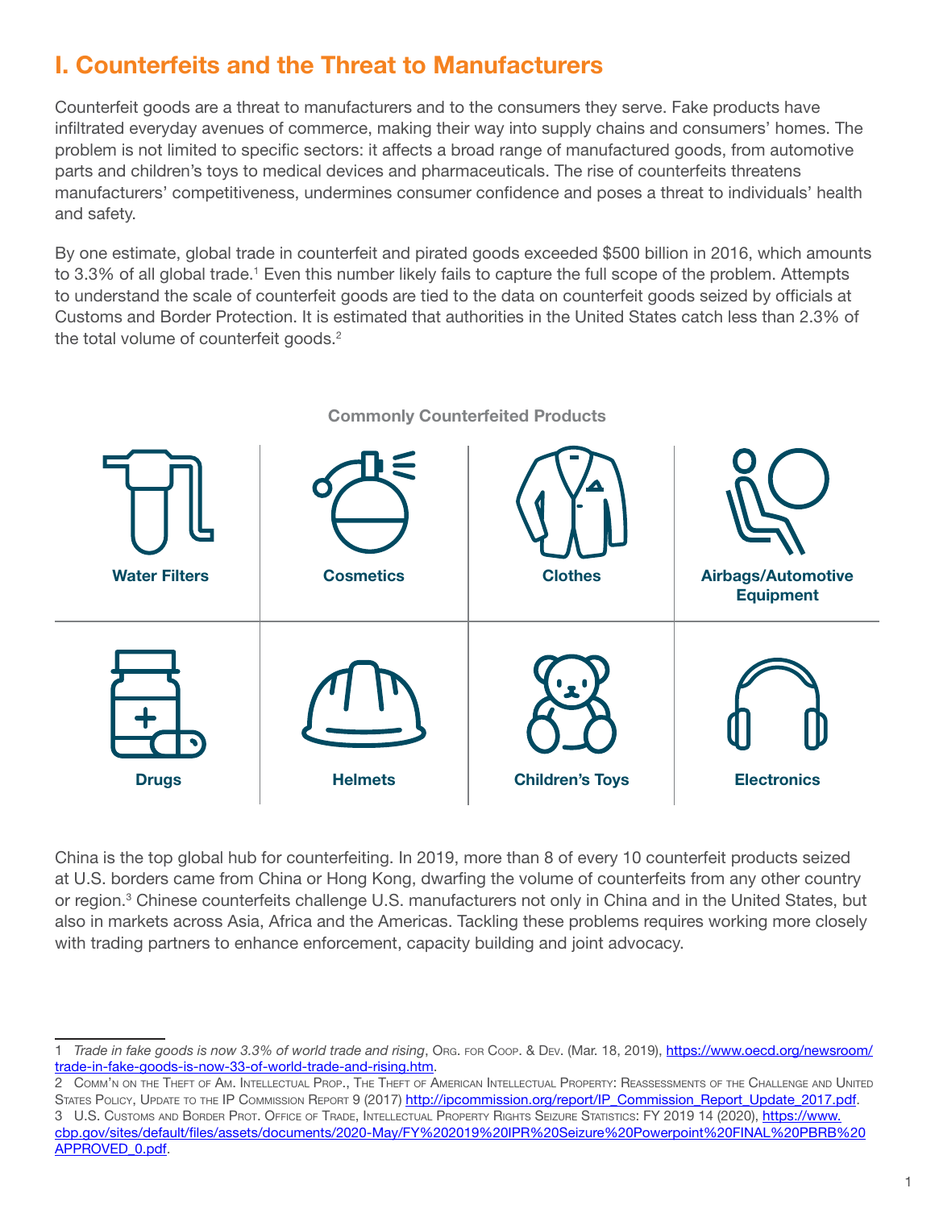# I. Counterfeits and the Threat to Manufacturers

Counterfeit goods are a threat to manufacturers and to the consumers they serve. Fake products have infiltrated everyday avenues of commerce, making their way into supply chains and consumers' homes. The problem is not limited to specific sectors: it affects a broad range of manufactured goods, from automotive parts and children's toys to medical devices and pharmaceuticals. The rise of counterfeits threatens manufacturers' competitiveness, undermines consumer confidence and poses a threat to individuals' health and safety.

By one estimate, global trade in counterfeit and pirated goods exceeded $500 billion in 2016, which amounts to 3.3% of all global trade.[1] Even this number likely fails to capture the full scope of the problem. Attempts to understand the scale of counterfeit goods are tied to the data on counterfeit goods seized by officials at Customs and Border Protection. It is estimated that authorities in the United States catch less than 2.3% of the total volume of counterfeit goods.[2]

**Commonly Counterfeited Products**

| Water Filters | Cosmetics | Clothes | Airbags/Automotive Equipment |
|---|---|---|---|
| Drugs | Helmets | Children's Toys | Electronics |

China is the top global hub for counterfeiting. In 2019, more than 8 of every 10 counterfeit products seized at U.S. borders came from China or Hong Kong, dwarfing the volume of counterfeits from any other country or region.[3] Chinese counterfeits challenge U.S. manufacturers not only in China and in the United States, but also in markets across Asia, Africa and the Americas. Tackling these problems requires working more closely with trading partners to enhance enforcement, capacity building and joint advocacy.

---

1 *Trade in fake goods is now 3.3% of world trade and rising*, Org. for Coop. & Dev. (Mar. 18, 2019), https://www.oecd.org/newsroom/trade-in-fake-goods-is-now-33-of-world-trade-and-rising.htm.

2 Comm'n on the Theft of Am. Intellectual Prop., The Theft of American Intellectual Property: Reassessments of the Challenge and United States Policy, Update to the IP Commission Report 9 (2017) http://ipcommission.org/report/IP_Commission_Report_Update_2017.pdf.

3 U.S. Customs and Border Prot. Office of Trade, Intellectual Property Rights Seizure Statistics: FY 2019 14 (2020), https://www.cbp.gov/sites/default/files/assets/documents/2020-May/FY%202019%20IPR%20Seizure%20Powerpoint%20FINAL%20PBRB%20APPROVED_0.pdf.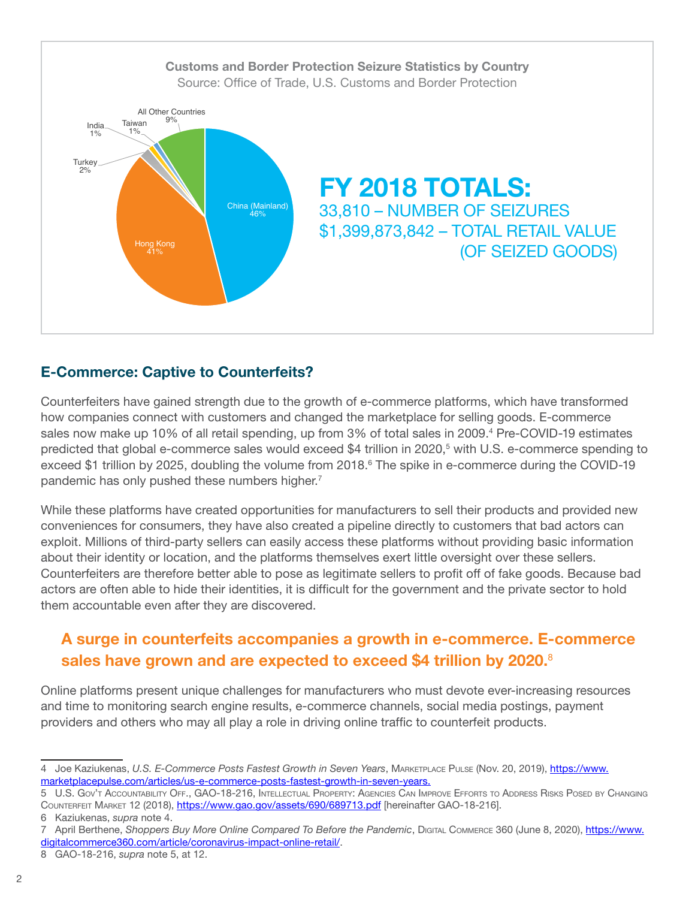**Customs and Border Protection Seizure Statistics by Country**
Source: Office of Trade, U.S. Customs and Border Protection

| Country | Share |
| --- | --- |
| China (Mainland) | 46% |
| Hong Kong | 41% |
| Turkey | 2% |
| India | 1% |
| Taiwan | 1% |
| All Other Countries | 9% |

**FY 2018 TOTALS:**
33,810 – NUMBER OF SEIZURES
$1,399,873,842 – TOTAL RETAIL VALUE (OF SEIZED GOODS)

## E-Commerce: Captive to Counterfeits?

Counterfeiters have gained strength due to the growth of e-commerce platforms, which have transformed how companies connect with customers and changed the marketplace for selling goods. E-commerce sales now make up 10% of all retail spending, up from 3% of total sales in 2009.[4] Pre-COVID-19 estimates predicted that global e-commerce sales would exceed $4 trillion in 2020,[5] with U.S. e-commerce spending to exceed $1 trillion by 2025, doubling the volume from 2018.[6] The spike in e-commerce during the COVID-19 pandemic has only pushed these numbers higher.[7]

While these platforms have created opportunities for manufacturers to sell their products and provided new conveniences for consumers, they have also created a pipeline directly to customers that bad actors can exploit. Millions of third-party sellers can easily access these platforms without providing basic information about their identity or location, and the platforms themselves exert little oversight over these sellers. Counterfeiters are therefore better able to pose as legitimate sellers to profit off of fake goods. Because bad actors are often able to hide their identities, it is difficult for the government and the private sector to hold them accountable even after they are discovered.

**A surge in counterfeits accompanies a growth in e-commerce. E-commerce sales have grown and are expected to exceed $4 trillion by 2020.[8]**

Online platforms present unique challenges for manufacturers who must devote ever-increasing resources and time to monitoring search engine results, e-commerce channels, social media postings, payment providers and others who may all play a role in driving online traffic to counterfeit products.

---

4 Joe Kaziukenas, *U.S. E-Commerce Posts Fastest Growth in Seven Years*, Marketplace Pulse (Nov. 20, 2019), https://www.marketplacepulse.com/articles/us-e-commerce-posts-fastest-growth-in-seven-years.

5 U.S. Gov't Accountability Off., GAO-18-216, Intellectual Property: Agencies Can Improve Efforts to Address Risks Posed by Changing Counterfeit Market 12 (2018), https://www.gao.gov/assets/690/689713.pdf [hereinafter GAO-18-216].

6 Kaziukenas, *supra* note 4.

7 April Berthene, *Shoppers Buy More Online Compared To Before the Pandemic*, Digital Commerce 360 (June 8, 2020), https://www.digitalcommerce360.com/article/coronavirus-impact-online-retail/.

8 GAO-18-216, *supra* note 5, at 12.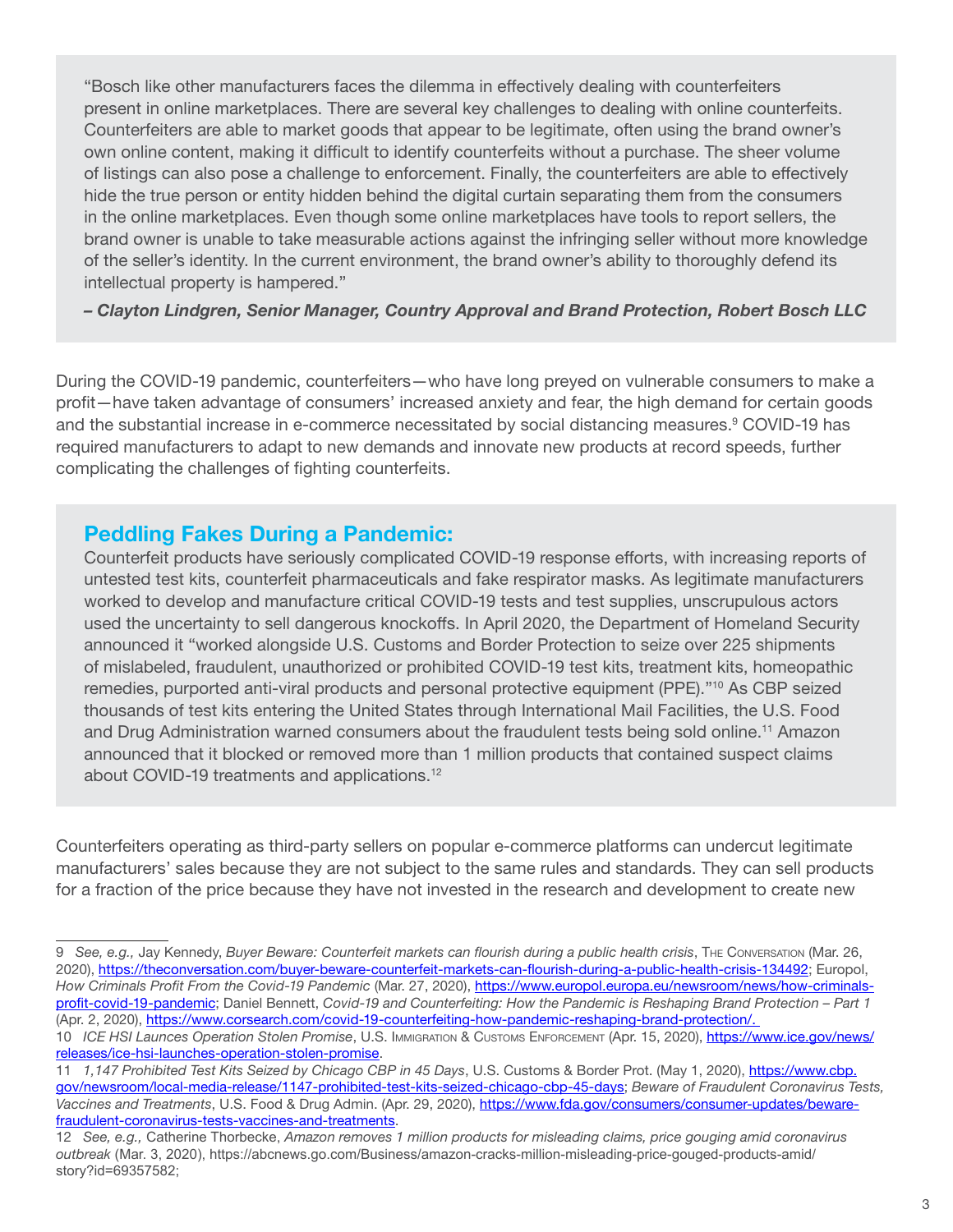> "Bosch like other manufacturers faces the dilemma in effectively dealing with counterfeiters present in online marketplaces. There are several key challenges to dealing with online counterfeits. Counterfeiters are able to market goods that appear to be legitimate, often using the brand owner's own online content, making it difficult to identify counterfeits without a purchase. The sheer volume of listings can also pose a challenge to enforcement. Finally, the counterfeiters are able to effectively hide the true person or entity hidden behind the digital curtain separating them from the consumers in the online marketplaces. Even though some online marketplaces have tools to report sellers, the brand owner is unable to take measurable actions against the infringing seller without more knowledge of the seller's identity. In the current environment, the brand owner's ability to thoroughly defend its intellectual property is hampered."
>
> ***– Clayton Lindgren, Senior Manager, Country Approval and Brand Protection, Robert Bosch LLC***

During the COVID-19 pandemic, counterfeiters—who have long preyed on vulnerable consumers to make a profit—have taken advantage of consumers' increased anxiety and fear, the high demand for certain goods and the substantial increase in e-commerce necessitated by social distancing measures.[9] COVID-19 has required manufacturers to adapt to new demands and innovate new products at record speeds, further complicating the challenges of fighting counterfeits.

### Peddling Fakes During a Pandemic:

Counterfeit products have seriously complicated COVID-19 response efforts, with increasing reports of untested test kits, counterfeit pharmaceuticals and fake respirator masks. As legitimate manufacturers worked to develop and manufacture critical COVID-19 tests and test supplies, unscrupulous actors used the uncertainty to sell dangerous knockoffs. In April 2020, the Department of Homeland Security announced it "worked alongside U.S. Customs and Border Protection to seize over 225 shipments of mislabeled, fraudulent, unauthorized or prohibited COVID-19 test kits, treatment kits, homeopathic remedies, purported anti-viral products and personal protective equipment (PPE)."[10] As CBP seized thousands of test kits entering the United States through International Mail Facilities, the U.S. Food and Drug Administration warned consumers about the fraudulent tests being sold online.[11] Amazon announced that it blocked or removed more than 1 million products that contained suspect claims about COVID-19 treatments and applications.[12]

Counterfeiters operating as third-party sellers on popular e-commerce platforms can undercut legitimate manufacturers' sales because they are not subject to the same rules and standards. They can sell products for a fraction of the price because they have not invested in the research and development to create new

---

9 *See, e.g.,* Jay Kennedy, *Buyer Beware: Counterfeit markets can flourish during a public health crisis*, The Conversation (Mar. 26, 2020), https://theconversation.com/buyer-beware-counterfeit-markets-can-flourish-during-a-public-health-crisis-134492; Europol, *How Criminals Profit From the Covid-19 Pandemic* (Mar. 27, 2020), https://www.europol.europa.eu/newsroom/news/how-criminals-profit-covid-19-pandemic; Daniel Bennett, *Covid-19 and Counterfeiting: How the Pandemic is Reshaping Brand Protection – Part 1* (Apr. 2, 2020), https://www.corsearch.com/covid-19-counterfeiting-how-pandemic-reshaping-brand-protection/.

10 *ICE HSI Launces Operation Stolen Promise*, U.S. Immigration & Customs Enforcement (Apr. 15, 2020), https://www.ice.gov/news/releases/ice-hsi-launches-operation-stolen-promise.

11 *1,147 Prohibited Test Kits Seized by Chicago CBP in 45 Days*, U.S. Customs & Border Prot. (May 1, 2020), https://www.cbp.gov/newsroom/local-media-release/1147-prohibited-test-kits-seized-chicago-cbp-45-days; *Beware of Fraudulent Coronavirus Tests, Vaccines and Treatments*, U.S. Food & Drug Admin. (Apr. 29, 2020), https://www.fda.gov/consumers/consumer-updates/beware-fraudulent-coronavirus-tests-vaccines-and-treatments.

12 *See, e.g.,* Catherine Thorbecke, *Amazon removes 1 million products for misleading claims, price gouging amid coronavirus outbreak* (Mar. 3, 2020), https://abcnews.go.com/Business/amazon-cracks-million-misleading-price-gouged-products-amid/story?id=69357582;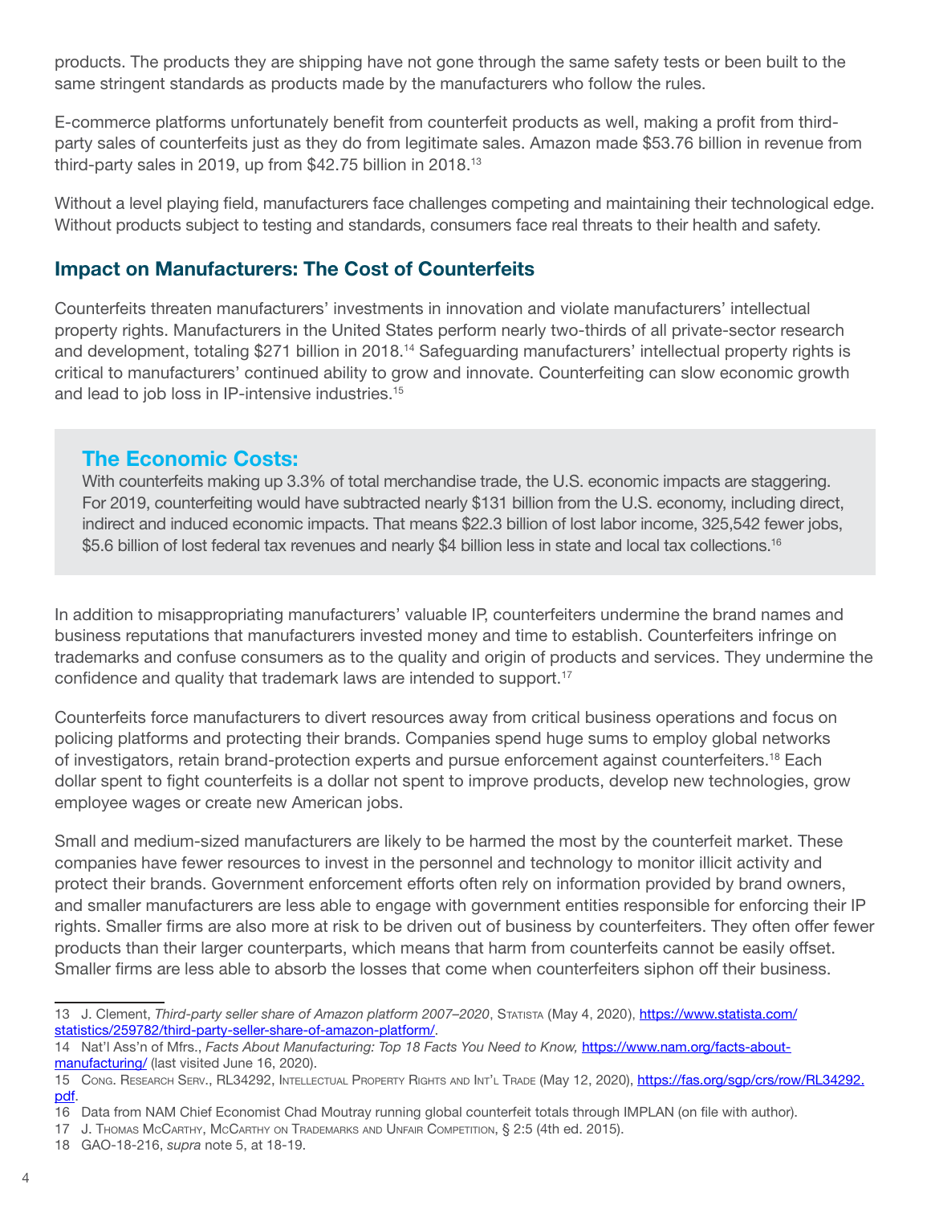products. The products they are shipping have not gone through the same safety tests or been built to the same stringent standards as products made by the manufacturers who follow the rules.

E-commerce platforms unfortunately benefit from counterfeit products as well, making a profit from third-party sales of counterfeits just as they do from legitimate sales. Amazon made $53.76 billion in revenue from third-party sales in 2019, up from $42.75 billion in 2018.[13]

Without a level playing field, manufacturers face challenges competing and maintaining their technological edge. Without products subject to testing and standards, consumers face real threats to their health and safety.

## Impact on Manufacturers: The Cost of Counterfeits

Counterfeits threaten manufacturers' investments in innovation and violate manufacturers' intellectual property rights. Manufacturers in the United States perform nearly two-thirds of all private-sector research and development, totaling $271 billion in 2018.[14] Safeguarding manufacturers' intellectual property rights is critical to manufacturers' continued ability to grow and innovate. Counterfeiting can slow economic growth and lead to job loss in IP-intensive industries.[15]

### The Economic Costs:

With counterfeits making up 3.3% of total merchandise trade, the U.S. economic impacts are staggering. For 2019, counterfeiting would have subtracted nearly $131 billion from the U.S. economy, including direct, indirect and induced economic impacts. That means $22.3 billion of lost labor income, 325,542 fewer jobs, $5.6 billion of lost federal tax revenues and nearly $4 billion less in state and local tax collections.[16]

In addition to misappropriating manufacturers' valuable IP, counterfeiters undermine the brand names and business reputations that manufacturers invested money and time to establish. Counterfeiters infringe on trademarks and confuse consumers as to the quality and origin of products and services. They undermine the confidence and quality that trademark laws are intended to support.[17]

Counterfeits force manufacturers to divert resources away from critical business operations and focus on policing platforms and protecting their brands. Companies spend huge sums to employ global networks of investigators, retain brand-protection experts and pursue enforcement against counterfeiters.[18] Each dollar spent to fight counterfeits is a dollar not spent to improve products, develop new technologies, grow employee wages or create new American jobs.

Small and medium-sized manufacturers are likely to be harmed the most by the counterfeit market. These companies have fewer resources to invest in the personnel and technology to monitor illicit activity and protect their brands. Government enforcement efforts often rely on information provided by brand owners, and smaller manufacturers are less able to engage with government entities responsible for enforcing their IP rights. Smaller firms are also more at risk to be driven out of business by counterfeiters. They often offer fewer products than their larger counterparts, which means that harm from counterfeits cannot be easily offset. Smaller firms are less able to absorb the losses that come when counterfeiters siphon off their business.

---

13 J. Clement, *Third-party seller share of Amazon platform 2007–2020*, Statista (May 4, 2020), https://www.statista.com/statistics/259782/third-party-seller-share-of-amazon-platform/.

14 Nat'l Ass'n of Mfrs., *Facts About Manufacturing: Top 18 Facts You Need to Know,* https://www.nam.org/facts-about-manufacturing/ (last visited June 16, 2020).

15 Cong. Research Serv., RL34292, Intellectual Property Rights and Int'l Trade (May 12, 2020), https://fas.org/sgp/crs/row/RL34292.pdf.

16 Data from NAM Chief Economist Chad Moutray running global counterfeit totals through IMPLAN (on file with author).

17 J. Thomas McCarthy, McCarthy on Trademarks and Unfair Competition, § 2:5 (4th ed. 2015).

18 GAO-18-216, *supra* note 5, at 18-19.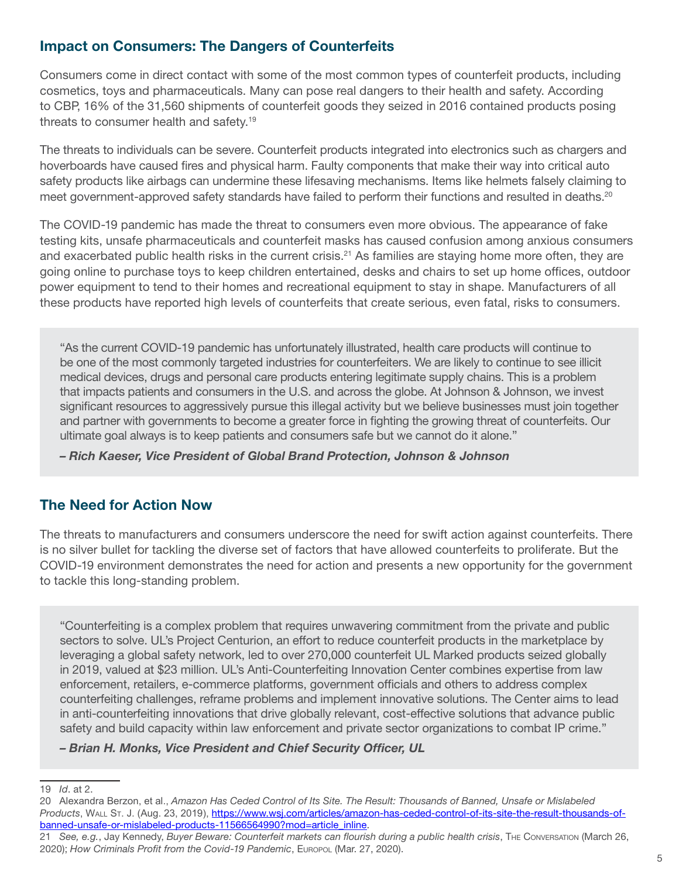## Impact on Consumers: The Dangers of Counterfeits

Consumers come in direct contact with some of the most common types of counterfeit products, including cosmetics, toys and pharmaceuticals. Many can pose real dangers to their health and safety. According to CBP, 16% of the 31,560 shipments of counterfeit goods they seized in 2016 contained products posing threats to consumer health and safety.[19]

The threats to individuals can be severe. Counterfeit products integrated into electronics such as chargers and hoverboards have caused fires and physical harm. Faulty components that make their way into critical auto safety products like airbags can undermine these lifesaving mechanisms. Items like helmets falsely claiming to meet government-approved safety standards have failed to perform their functions and resulted in deaths.[20]

The COVID-19 pandemic has made the threat to consumers even more obvious. The appearance of fake testing kits, unsafe pharmaceuticals and counterfeit masks has caused confusion among anxious consumers and exacerbated public health risks in the current crisis.[21] As families are staying home more often, they are going online to purchase toys to keep children entertained, desks and chairs to set up home offices, outdoor power equipment to tend to their homes and recreational equipment to stay in shape. Manufacturers of all these products have reported high levels of counterfeits that create serious, even fatal, risks to consumers.

> "As the current COVID-19 pandemic has unfortunately illustrated, health care products will continue to be one of the most commonly targeted industries for counterfeiters. We are likely to continue to see illicit medical devices, drugs and personal care products entering legitimate supply chains. This is a problem that impacts patients and consumers in the U.S. and across the globe. At Johnson & Johnson, we invest significant resources to aggressively pursue this illegal activity but we believe businesses must join together and partner with governments to become a greater force in fighting the growing threat of counterfeits. Our ultimate goal always is to keep patients and consumers safe but we cannot do it alone."
>
> ***– Rich Kaeser, Vice President of Global Brand Protection, Johnson & Johnson***

## The Need for Action Now

The threats to manufacturers and consumers underscore the need for swift action against counterfeits. There is no silver bullet for tackling the diverse set of factors that have allowed counterfeits to proliferate. But the COVID-19 environment demonstrates the need for action and presents a new opportunity for the government to tackle this long-standing problem.

> "Counterfeiting is a complex problem that requires unwavering commitment from the private and public sectors to solve. UL's Project Centurion, an effort to reduce counterfeit products in the marketplace by leveraging a global safety network, led to over 270,000 counterfeit UL Marked products seized globally in 2019, valued at $23 million. UL's Anti-Counterfeiting Innovation Center combines expertise from law enforcement, retailers, e-commerce platforms, government officials and others to address complex counterfeiting challenges, reframe problems and implement innovative solutions. The Center aims to lead in anti-counterfeiting innovations that drive globally relevant, cost-effective solutions that advance public safety and build capacity within law enforcement and private sector organizations to combat IP crime."
>
> ***– Brian H. Monks, Vice President and Chief Security Officer, UL***

---

19 *Id*. at 2.

20 Alexandra Berzon, et al., *Amazon Has Ceded Control of Its Site. The Result: Thousands of Banned, Unsafe or Mislabeled Products*, Wall St. J. (Aug. 23, 2019), https://www.wsj.com/articles/amazon-has-ceded-control-of-its-site-the-result-thousands-of-banned-unsafe-or-mislabeled-products-11566564990?mod=article_inline.

21 *See, e.g.*, Jay Kennedy, *Buyer Beware: Counterfeit markets can flourish during a public health crisis*, The Conversation (March 26, 2020); *How Criminals Profit from the Covid-19 Pandemic*, Europol (Mar. 27, 2020).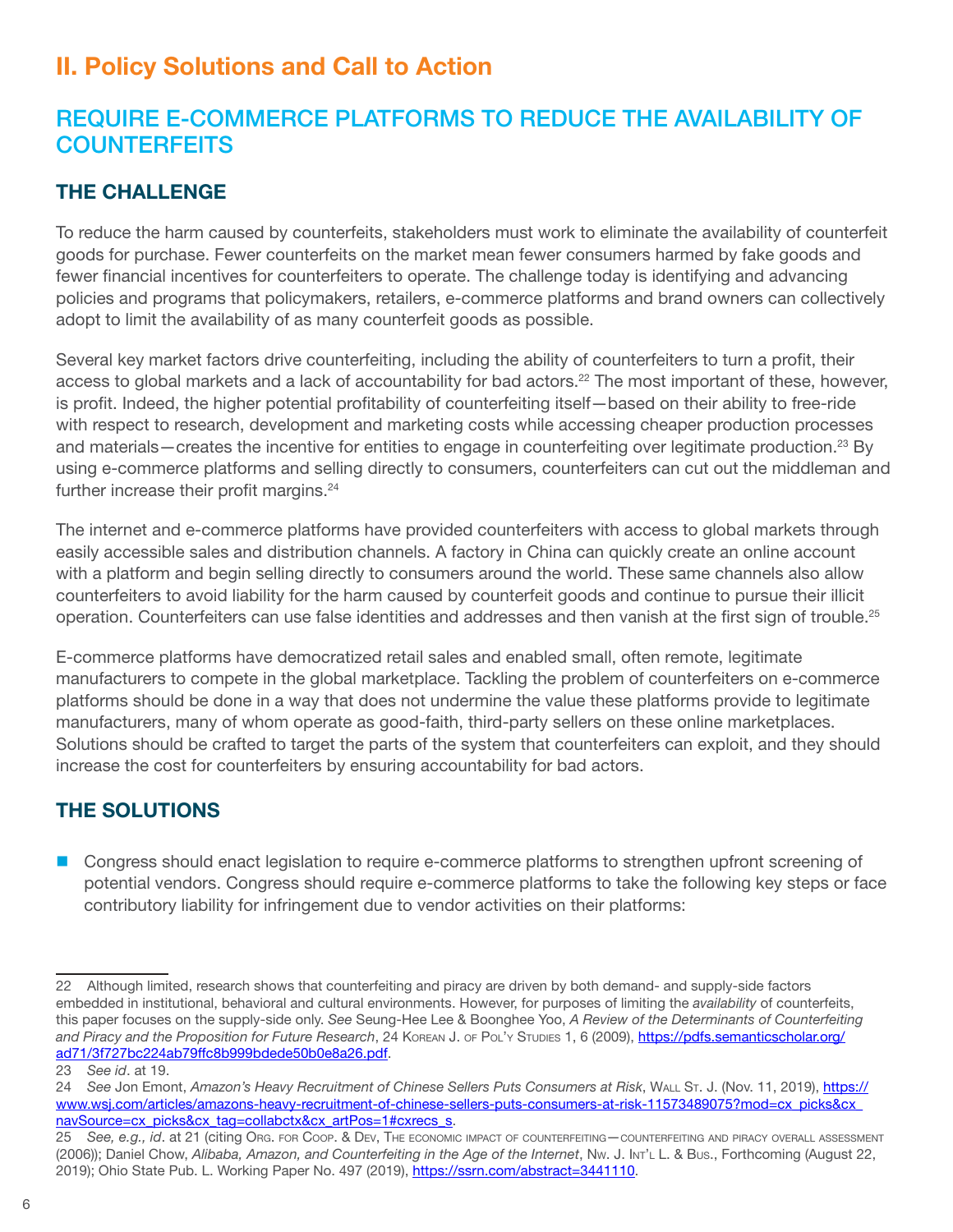# II. Policy Solutions and Call to Action

## REQUIRE E-COMMERCE PLATFORMS TO REDUCE THE AVAILABILITY OF COUNTERFEITS

### THE CHALLENGE

To reduce the harm caused by counterfeits, stakeholders must work to eliminate the availability of counterfeit goods for purchase. Fewer counterfeits on the market mean fewer consumers harmed by fake goods and fewer financial incentives for counterfeiters to operate. The challenge today is identifying and advancing policies and programs that policymakers, retailers, e-commerce platforms and brand owners can collectively adopt to limit the availability of as many counterfeit goods as possible.

Several key market factors drive counterfeiting, including the ability of counterfeiters to turn a profit, their access to global markets and a lack of accountability for bad actors.[22] The most important of these, however, is profit. Indeed, the higher potential profitability of counterfeiting itself—based on their ability to free-ride with respect to research, development and marketing costs while accessing cheaper production processes and materials—creates the incentive for entities to engage in counterfeiting over legitimate production.[23] By using e-commerce platforms and selling directly to consumers, counterfeiters can cut out the middleman and further increase their profit margins.[24]

The internet and e-commerce platforms have provided counterfeiters with access to global markets through easily accessible sales and distribution channels. A factory in China can quickly create an online account with a platform and begin selling directly to consumers around the world. These same channels also allow counterfeiters to avoid liability for the harm caused by counterfeit goods and continue to pursue their illicit operation. Counterfeiters can use false identities and addresses and then vanish at the first sign of trouble.[25]

E-commerce platforms have democratized retail sales and enabled small, often remote, legitimate manufacturers to compete in the global marketplace. Tackling the problem of counterfeiters on e-commerce platforms should be done in a way that does not undermine the value these platforms provide to legitimate manufacturers, many of whom operate as good-faith, third-party sellers on these online marketplaces. Solutions should be crafted to target the parts of the system that counterfeiters can exploit, and they should increase the cost for counterfeiters by ensuring accountability for bad actors.

### THE SOLUTIONS

- Congress should enact legislation to require e-commerce platforms to strengthen upfront screening of potential vendors. Congress should require e-commerce platforms to take the following key steps or face contributory liability for infringement due to vendor activities on their platforms:

---

22 Although limited, research shows that counterfeiting and piracy are driven by both demand- and supply-side factors embedded in institutional, behavioral and cultural environments. However, for purposes of limiting the *availability* of counterfeits, this paper focuses on the supply-side only. *See* Seung-Hee Lee & Boonghee Yoo, *A Review of the Determinants of Counterfeiting and Piracy and the Proposition for Future Research*, 24 Korean J. of Pol'y Studies 1, 6 (2009), https://pdfs.semanticscholar.org/ad71/3f727bc224ab79ffc8b999bdede50b0e8a26.pdf.

23 *See id*. at 19.

24 *See* Jon Emont, *Amazon's Heavy Recruitment of Chinese Sellers Puts Consumers at Risk*, Wall St. J. (Nov. 11, 2019), https://www.wsj.com/articles/amazons-heavy-recruitment-of-chinese-sellers-puts-consumers-at-risk-11573489075?mod=cx_picks&cx_navSource=cx_picks&cx_tag=collabctx&cx_artPos=1#cxrecs_s.

25 *See, e.g., id*. at 21 (citing Org. for Coop. & Dev, The economic impact of counterfeiting—counterfeiting and piracy overall assessment (2006)); Daniel Chow, *Alibaba, Amazon, and Counterfeiting in the Age of the Internet*, Nw. J. Int'l L. & Bus., Forthcoming (August 22, 2019); Ohio State Pub. L. Working Paper No. 497 (2019), https://ssrn.com/abstract=3441110.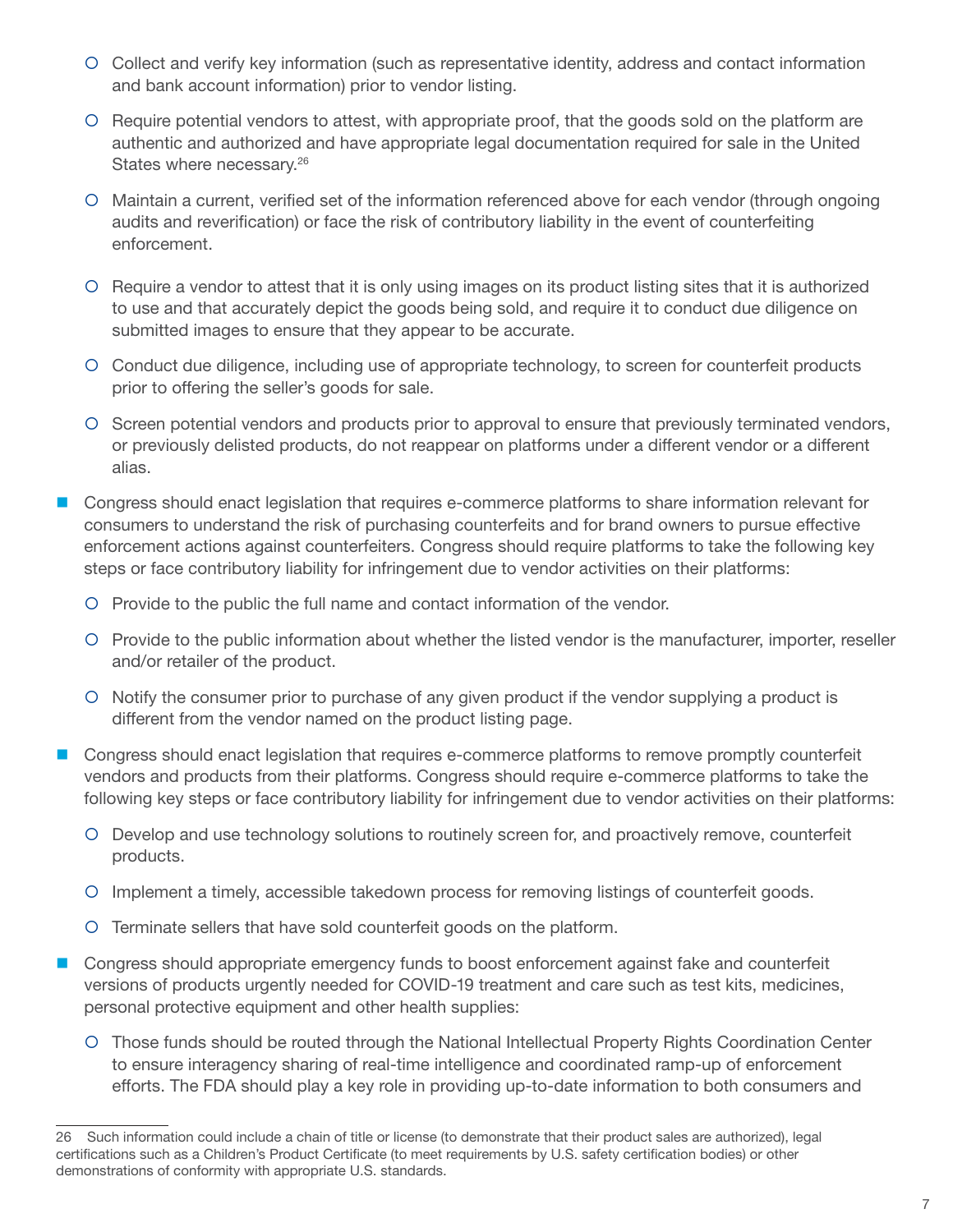- Collect and verify key information (such as representative identity, address and contact information and bank account information) prior to vendor listing.
- Require potential vendors to attest, with appropriate proof, that the goods sold on the platform are authentic and authorized and have appropriate legal documentation required for sale in the United States where necessary.[26]
- Maintain a current, verified set of the information referenced above for each vendor (through ongoing audits and reverification) or face the risk of contributory liability in the event of counterfeiting enforcement.
- Require a vendor to attest that it is only using images on its product listing sites that it is authorized to use and that accurately depict the goods being sold, and require it to conduct due diligence on submitted images to ensure that they appear to be accurate.
- Conduct due diligence, including use of appropriate technology, to screen for counterfeit products prior to offering the seller's goods for sale.
- Screen potential vendors and products prior to approval to ensure that previously terminated vendors, or previously delisted products, do not reappear on platforms under a different vendor or a different alias.

- Congress should enact legislation that requires e-commerce platforms to share information relevant for consumers to understand the risk of purchasing counterfeits and for brand owners to pursue effective enforcement actions against counterfeiters. Congress should require platforms to take the following key steps or face contributory liability for infringement due to vendor activities on their platforms:
  - Provide to the public the full name and contact information of the vendor.
  - Provide to the public information about whether the listed vendor is the manufacturer, importer, reseller and/or retailer of the product.
  - Notify the consumer prior to purchase of any given product if the vendor supplying a product is different from the vendor named on the product listing page.

- Congress should enact legislation that requires e-commerce platforms to remove promptly counterfeit vendors and products from their platforms. Congress should require e-commerce platforms to take the following key steps or face contributory liability for infringement due to vendor activities on their platforms:
  - Develop and use technology solutions to routinely screen for, and proactively remove, counterfeit products.
  - Implement a timely, accessible takedown process for removing listings of counterfeit goods.
  - Terminate sellers that have sold counterfeit goods on the platform.

- Congress should appropriate emergency funds to boost enforcement against fake and counterfeit versions of products urgently needed for COVID-19 treatment and care such as test kits, medicines, personal protective equipment and other health supplies:
  - Those funds should be routed through the National Intellectual Property Rights Coordination Center to ensure interagency sharing of real-time intelligence and coordinated ramp-up of enforcement efforts. The FDA should play a key role in providing up-to-date information to both consumers and

---

26 Such information could include a chain of title or license (to demonstrate that their product sales are authorized), legal certifications such as a Children's Product Certificate (to meet requirements by U.S. safety certification bodies) or other demonstrations of conformity with appropriate U.S. standards.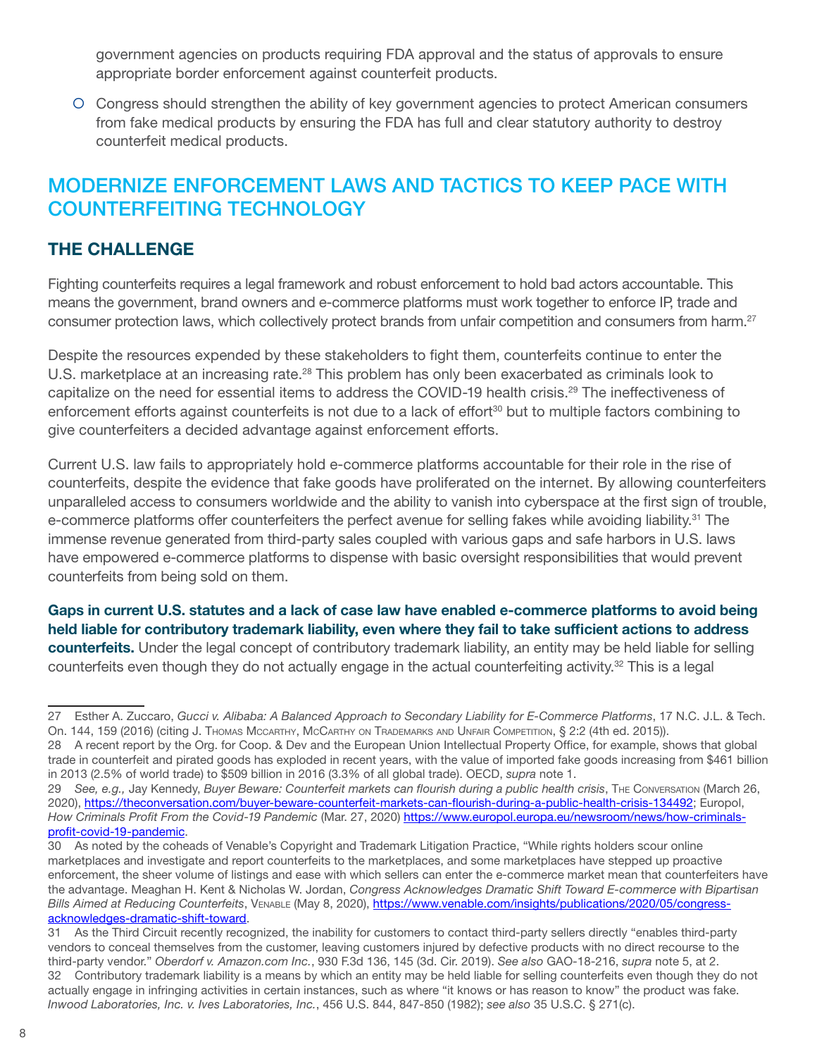government agencies on products requiring FDA approval and the status of approvals to ensure appropriate border enforcement against counterfeit products.

- Congress should strengthen the ability of key government agencies to protect American consumers from fake medical products by ensuring the FDA has full and clear statutory authority to destroy counterfeit medical products.

## MODERNIZE ENFORCEMENT LAWS AND TACTICS TO KEEP PACE WITH COUNTERFEITING TECHNOLOGY

### THE CHALLENGE

Fighting counterfeits requires a legal framework and robust enforcement to hold bad actors accountable. This means the government, brand owners and e-commerce platforms must work together to enforce IP, trade and consumer protection laws, which collectively protect brands from unfair competition and consumers from harm.[27]

Despite the resources expended by these stakeholders to fight them, counterfeits continue to enter the U.S. marketplace at an increasing rate.[28] This problem has only been exacerbated as criminals look to capitalize on the need for essential items to address the COVID-19 health crisis.[29] The ineffectiveness of enforcement efforts against counterfeits is not due to a lack of effort[30] but to multiple factors combining to give counterfeiters a decided advantage against enforcement efforts.

Current U.S. law fails to appropriately hold e-commerce platforms accountable for their role in the rise of counterfeits, despite the evidence that fake goods have proliferated on the internet. By allowing counterfeiters unparalleled access to consumers worldwide and the ability to vanish into cyberspace at the first sign of trouble, e-commerce platforms offer counterfeiters the perfect avenue for selling fakes while avoiding liability.[31] The immense revenue generated from third-party sales coupled with various gaps and safe harbors in U.S. laws have empowered e-commerce platforms to dispense with basic oversight responsibilities that would prevent counterfeits from being sold on them.

**Gaps in current U.S. statutes and a lack of case law have enabled e-commerce platforms to avoid being held liable for contributory trademark liability, even where they fail to take sufficient actions to address counterfeits.** Under the legal concept of contributory trademark liability, an entity may be held liable for selling counterfeits even though they do not actually engage in the actual counterfeiting activity.[32] This is a legal

---

27 Esther A. Zuccaro, *Gucci v. Alibaba: A Balanced Approach to Secondary Liability for E-Commerce Platforms*, 17 N.C. J.L. & Tech. On. 144, 159 (2016) (citing J. Thomas McCarthy, McCarthy on Trademarks and Unfair Competition, § 2:2 (4th ed. 2015)).

28 A recent report by the Org. for Coop. & Dev and the European Union Intellectual Property Office, for example, shows that global trade in counterfeit and pirated goods has exploded in recent years, with the value of imported fake goods increasing from $461 billion in 2013 (2.5% of world trade) to $509 billion in 2016 (3.3% of all global trade). OECD, *supra* note 1.

29 *See, e.g.,* Jay Kennedy, *Buyer Beware: Counterfeit markets can flourish during a public health crisis*, The Conversation (March 26, 2020), https://theconversation.com/buyer-beware-counterfeit-markets-can-flourish-during-a-public-health-crisis-134492; Europol, *How Criminals Profit From the Covid-19 Pandemic* (Mar. 27, 2020) https://www.europol.europa.eu/newsroom/news/how-criminals-profit-covid-19-pandemic.

30 As noted by the coheads of Venable's Copyright and Trademark Litigation Practice, "While rights holders scour online marketplaces and investigate and report counterfeits to the marketplaces, and some marketplaces have stepped up proactive enforcement, the sheer volume of listings and ease with which sellers can enter the e-commerce market mean that counterfeiters have the advantage. Meaghan H. Kent & Nicholas W. Jordan, *Congress Acknowledges Dramatic Shift Toward E-commerce with Bipartisan Bills Aimed at Reducing Counterfeits*, Venable (May 8, 2020), https://www.venable.com/insights/publications/2020/05/congress-acknowledges-dramatic-shift-toward.

31 As the Third Circuit recently recognized, the inability for customers to contact third-party sellers directly "enables third-party vendors to conceal themselves from the customer, leaving customers injured by defective products with no direct recourse to the third-party vendor." *Oberdorf v. Amazon.com Inc.*, 930 F.3d 136, 145 (3d. Cir. 2019). *See also* GAO-18-216, *supra* note 5, at 2.

32 Contributory trademark liability is a means by which an entity may be held liable for selling counterfeits even though they do not actually engage in infringing activities in certain instances, such as where "it knows or has reason to know" the product was fake. *Inwood Laboratories, Inc. v. Ives Laboratories, Inc.*, 456 U.S. 844, 847-850 (1982); *see also* 35 U.S.C. § 271(c).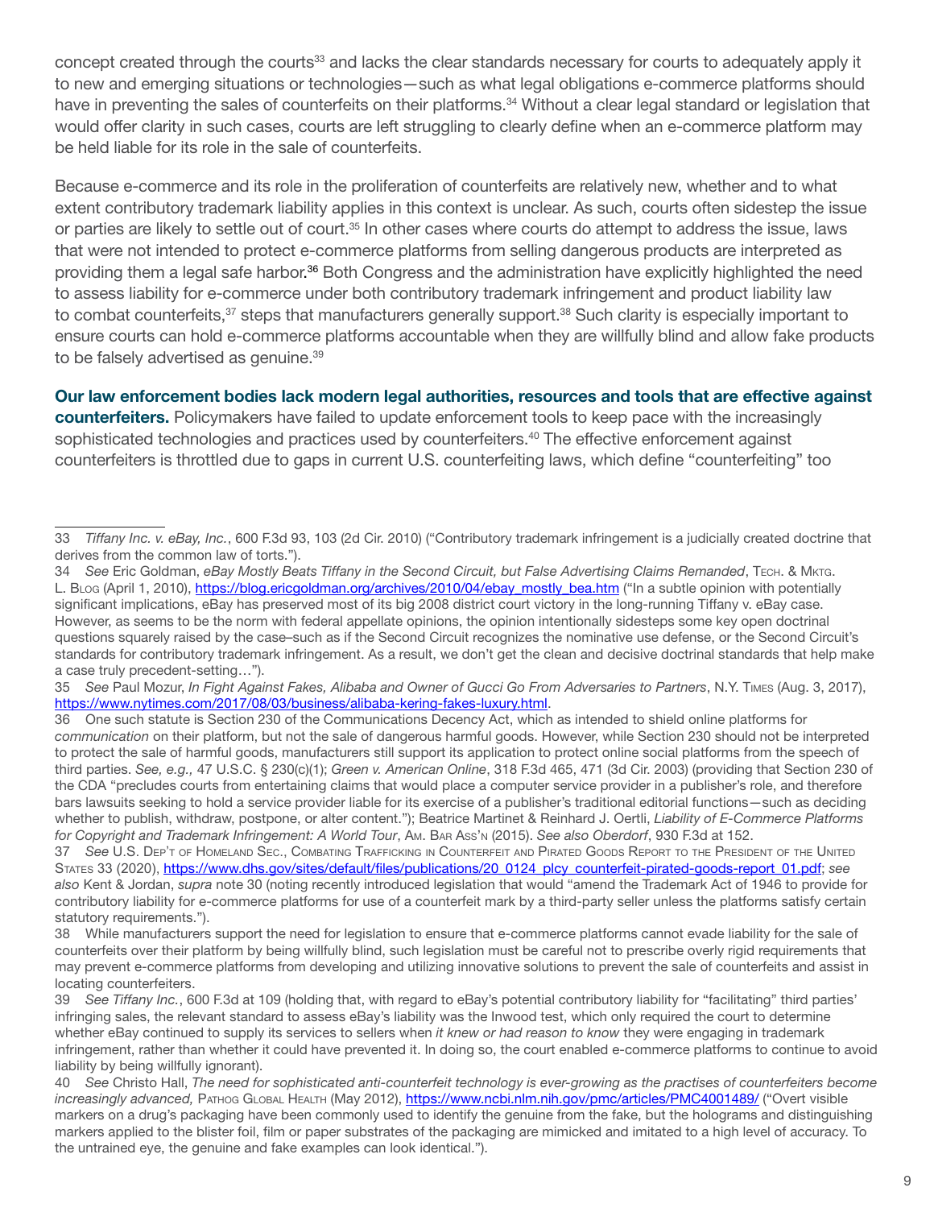concept created through the courts[33] and lacks the clear standards necessary for courts to adequately apply it to new and emerging situations or technologies—such as what legal obligations e-commerce platforms should have in preventing the sales of counterfeits on their platforms.[34] Without a clear legal standard or legislation that would offer clarity in such cases, courts are left struggling to clearly define when an e-commerce platform may be held liable for its role in the sale of counterfeits.

Because e-commerce and its role in the proliferation of counterfeits are relatively new, whether and to what extent contributory trademark liability applies in this context is unclear. As such, courts often sidestep the issue or parties are likely to settle out of court.[35] In other cases where courts do attempt to address the issue, laws that were not intended to protect e-commerce platforms from selling dangerous products are interpreted as providing them a legal safe harbor.[36] Both Congress and the administration have explicitly highlighted the need to assess liability for e-commerce under both contributory trademark infringement and product liability law to combat counterfeits,[37] steps that manufacturers generally support.[38] Such clarity is especially important to ensure courts can hold e-commerce platforms accountable when they are willfully blind and allow fake products to be falsely advertised as genuine.[39]

**Our law enforcement bodies lack modern legal authorities, resources and tools that are effective against counterfeiters.** Policymakers have failed to update enforcement tools to keep pace with the increasingly sophisticated technologies and practices used by counterfeiters.[40] The effective enforcement against counterfeiters is throttled due to gaps in current U.S. counterfeiting laws, which define "counterfeiting" too

---

33 *Tiffany Inc. v. eBay, Inc.*, 600 F.3d 93, 103 (2d Cir. 2010) ("Contributory trademark infringement is a judicially created doctrine that derives from the common law of torts.").

34 *See* Eric Goldman, *eBay Mostly Beats Tiffany in the Second Circuit, but False Advertising Claims Remanded*, Tech. & Mktg. L. Blog (April 1, 2010), https://blog.ericgoldman.org/archives/2010/04/ebay_mostly_bea.htm ("In a subtle opinion with potentially significant implications, eBay has preserved most of its big 2008 district court victory in the long-running Tiffany v. eBay case. However, as seems to be the norm with federal appellate opinions, the opinion intentionally sidesteps some key open doctrinal questions squarely raised by the case–such as if the Second Circuit recognizes the nominative use defense, or the Second Circuit's standards for contributory trademark infringement. As a result, we don't get the clean and decisive doctrinal standards that help make a case truly precedent-setting…").

35 *See* Paul Mozur, *In Fight Against Fakes, Alibaba and Owner of Gucci Go From Adversaries to Partners*, N.Y. Times (Aug. 3, 2017), https://www.nytimes.com/2017/08/03/business/alibaba-kering-fakes-luxury.html.

36 One such statute is Section 230 of the Communications Decency Act, which as intended to shield online platforms for *communication* on their platform, but not the sale of dangerous harmful goods. However, while Section 230 should not be interpreted to protect the sale of harmful goods, manufacturers still support its application to protect online social platforms from the speech of third parties. *See, e.g.,* 47 U.S.C. § 230(c)(1); *Green v. American Online*, 318 F.3d 465, 471 (3d Cir. 2003) (providing that Section 230 of the CDA "precludes courts from entertaining claims that would place a computer service provider in a publisher's role, and therefore bars lawsuits seeking to hold a service provider liable for its exercise of a publisher's traditional editorial functions—such as deciding whether to publish, withdraw, postpone, or alter content."); Beatrice Martinet & Reinhard J. Oertli, *Liability of E-Commerce Platforms for Copyright and Trademark Infringement: A World Tour*, Am. Bar Ass'n (2015). *See also Oberdorf*, 930 F.3d at 152.

37 *See* U.S. Dep't of Homeland Sec., Combating Trafficking in Counterfeit and Pirated Goods Report to the President of the United States 33 (2020), https://www.dhs.gov/sites/default/files/publications/20_0124_plcy_counterfeit-pirated-goods-report_01.pdf; *see also* Kent & Jordan, *supra* note 30 (noting recently introduced legislation that would "amend the Trademark Act of 1946 to provide for contributory liability for e-commerce platforms for use of a counterfeit mark by a third-party seller unless the platforms satisfy certain statutory requirements.").

38 While manufacturers support the need for legislation to ensure that e-commerce platforms cannot evade liability for the sale of counterfeits over their platform by being willfully blind, such legislation must be careful not to prescribe overly rigid requirements that may prevent e-commerce platforms from developing and utilizing innovative solutions to prevent the sale of counterfeits and assist in locating counterfeiters.

39 *See Tiffany Inc.*, 600 F.3d at 109 (holding that, with regard to eBay's potential contributory liability for "facilitating" third parties' infringing sales, the relevant standard to assess eBay's liability was the Inwood test, which only required the court to determine whether eBay continued to supply its services to sellers when *it knew or had reason to know* they were engaging in trademark infringement, rather than whether it could have prevented it. In doing so, the court enabled e-commerce platforms to continue to avoid liability by being willfully ignorant).

40 *See* Christo Hall, *The need for sophisticated anti-counterfeit technology is ever-growing as the practises of counterfeiters become increasingly advanced,* Pathog Global Health (May 2012), https://www.ncbi.nlm.nih.gov/pmc/articles/PMC4001489/ ("Overt visible markers on a drug's packaging have been commonly used to identify the genuine from the fake, but the holograms and distinguishing markers applied to the blister foil, film or paper substrates of the packaging are mimicked and imitated to a high level of accuracy. To the untrained eye, the genuine and fake examples can look identical.").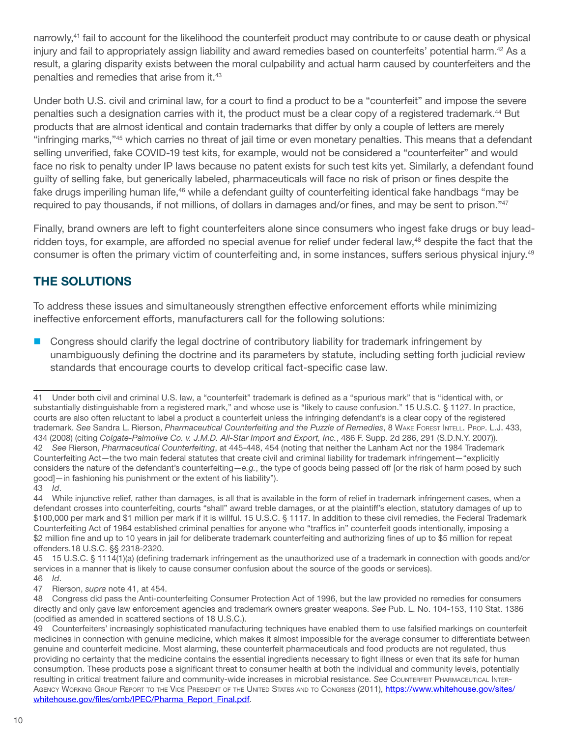narrowly,[41] fail to account for the likelihood the counterfeit product may contribute to or cause death or physical injury and fail to appropriately assign liability and award remedies based on counterfeits' potential harm.[42] As a result, a glaring disparity exists between the moral culpability and actual harm caused by counterfeiters and the penalties and remedies that arise from it.[43]

Under both U.S. civil and criminal law, for a court to find a product to be a "counterfeit" and impose the severe penalties such a designation carries with it, the product must be a clear copy of a registered trademark.[44] But products that are almost identical and contain trademarks that differ by only a couple of letters are merely "infringing marks,"[45] which carries no threat of jail time or even monetary penalties. This means that a defendant selling unverified, fake COVID-19 test kits, for example, would not be considered a "counterfeiter" and would face no risk to penalty under IP laws because no patent exists for such test kits yet. Similarly, a defendant found guilty of selling fake, but generically labeled, pharmaceuticals will face no risk of prison or fines despite the fake drugs imperiling human life,[46] while a defendant guilty of counterfeiting identical fake handbags "may be required to pay thousands, if not millions, of dollars in damages and/or fines, and may be sent to prison."[47]

Finally, brand owners are left to fight counterfeiters alone since consumers who ingest fake drugs or buy lead-ridden toys, for example, are afforded no special avenue for relief under federal law,[48] despite the fact that the consumer is often the primary victim of counterfeiting and, in some instances, suffers serious physical injury.[49]

## THE SOLUTIONS

To address these issues and simultaneously strengthen effective enforcement efforts while minimizing ineffective enforcement efforts, manufacturers call for the following solutions:

- Congress should clarify the legal doctrine of contributory liability for trademark infringement by unambiguously defining the doctrine and its parameters by statute, including setting forth judicial review standards that encourage courts to develop critical fact-specific case law.

---

41 Under both civil and criminal U.S. law, a "counterfeit" trademark is defined as a "spurious mark" that is "identical with, or substantially distinguishable from a registered mark," and whose use is "likely to cause confusion." 15 U.S.C. § 1127. In practice, courts are also often reluctant to label a product a counterfeit unless the infringing defendant's is a clear copy of the registered trademark. *See* Sandra L. Rierson, *Pharmaceutical Counterfeiting and the Puzzle of Remedies*, 8 Wake Forest Intell. Prop. L.J. 433, 434 (2008) (citing *Colgate-Palmolive Co. v. J.M.D. All-Star Import and Export, Inc.*, 486 F. Supp. 2d 286, 291 (S.D.N.Y. 2007)).

42 *See* Rierson, *Pharmaceutical Counterfeiting*, at 445-448, 454 (noting that neither the Lanham Act nor the 1984 Trademark Counterfeiting Act—the two main federal statutes that create civil and criminal liability for trademark infringement—"explicitly considers the nature of the defendant's counterfeiting—*e.g.*, the type of goods being passed off [or the risk of harm posed by such good]—in fashioning his punishment or the extent of his liability").

43 *Id*.

44 While injunctive relief, rather than damages, is all that is available in the form of relief in trademark infringement cases, when a defendant crosses into counterfeiting, courts "shall" award treble damages, or at the plaintiff's election, statutory damages of up to $100,000 per mark and $1 million per mark if it is willful. 15 U.S.C. § 1117. In addition to these civil remedies, the Federal Trademark Counterfeiting Act of 1984 established criminal penalties for anyone who "traffics in" counterfeit goods intentionally, imposing a $2 million fine and up to 10 years in jail for deliberate trademark counterfeiting and authorizing fines of up to $5 million for repeat offenders.18 U.S.C. §§ 2318-2320.

45 15 U.S.C. § 1114(1)(a) (defining trademark infringement as the unauthorized use of a trademark in connection with goods and/or services in a manner that is likely to cause consumer confusion about the source of the goods or services).

46 *Id*.

47 Rierson, *supra* note 41, at 454.

48 Congress did pass the Anti-counterfeiting Consumer Protection Act of 1996, but the law provided no remedies for consumers directly and only gave law enforcement agencies and trademark owners greater weapons. *See* Pub. L. No. 104-153, 110 Stat. 1386 (codified as amended in scattered sections of 18 U.S.C.).

49 Counterfeiters' increasingly sophisticated manufacturing techniques have enabled them to use falsified markings on counterfeit medicines in connection with genuine medicine, which makes it almost impossible for the average consumer to differentiate between genuine and counterfeit medicine. Most alarming, these counterfeit pharmaceuticals and food products are not regulated, thus providing no certainty that the medicine contains the essential ingredients necessary to fight illness or even that its safe for human consumption. These products pose a significant threat to consumer health at both the individual and community levels, potentially resulting in critical treatment failure and community-wide increases in microbial resistance. *See* Counterfeit Pharmaceutical Inter-Agency Working Group Report to the Vice President of the United States and to Congress (2011), https://www.whitehouse.gov/sites/whitehouse.gov/files/omb/IPEC/Pharma_Report_Final.pdf.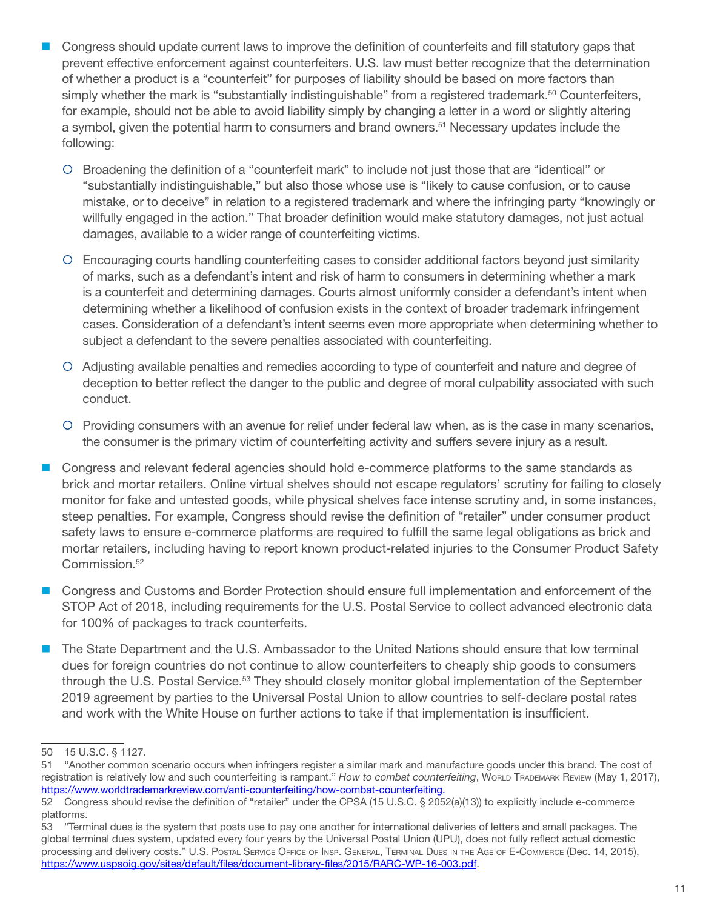- Congress should update current laws to improve the definition of counterfeits and fill statutory gaps that prevent effective enforcement against counterfeiters. U.S. law must better recognize that the determination of whether a product is a "counterfeit" for purposes of liability should be based on more factors than simply whether the mark is "substantially indistinguishable" from a registered trademark.[50] Counterfeiters, for example, should not be able to avoid liability simply by changing a letter in a word or slightly altering a symbol, given the potential harm to consumers and brand owners.[51] Necessary updates include the following:
  - Broadening the definition of a "counterfeit mark" to include not just those that are "identical" or "substantially indistinguishable," but also those whose use is "likely to cause confusion, or to cause mistake, or to deceive" in relation to a registered trademark and where the infringing party "knowingly or willfully engaged in the action." That broader definition would make statutory damages, not just actual damages, available to a wider range of counterfeiting victims.
  - Encouraging courts handling counterfeiting cases to consider additional factors beyond just similarity of marks, such as a defendant's intent and risk of harm to consumers in determining whether a mark is a counterfeit and determining damages. Courts almost uniformly consider a defendant's intent when determining whether a likelihood of confusion exists in the context of broader trademark infringement cases. Consideration of a defendant's intent seems even more appropriate when determining whether to subject a defendant to the severe penalties associated with counterfeiting.
  - Adjusting available penalties and remedies according to type of counterfeit and nature and degree of deception to better reflect the danger to the public and degree of moral culpability associated with such conduct.
  - Providing consumers with an avenue for relief under federal law when, as is the case in many scenarios, the consumer is the primary victim of counterfeiting activity and suffers severe injury as a result.
- Congress and relevant federal agencies should hold e-commerce platforms to the same standards as brick and mortar retailers. Online virtual shelves should not escape regulators' scrutiny for failing to closely monitor for fake and untested goods, while physical shelves face intense scrutiny and, in some instances, steep penalties. For example, Congress should revise the definition of "retailer" under consumer product safety laws to ensure e-commerce platforms are required to fulfill the same legal obligations as brick and mortar retailers, including having to report known product-related injuries to the Consumer Product Safety Commission.[52]
- Congress and Customs and Border Protection should ensure full implementation and enforcement of the STOP Act of 2018, including requirements for the U.S. Postal Service to collect advanced electronic data for 100% of packages to track counterfeits.
- The State Department and the U.S. Ambassador to the United Nations should ensure that low terminal dues for foreign countries do not continue to allow counterfeiters to cheaply ship goods to consumers through the U.S. Postal Service.[53] They should closely monitor global implementation of the September 2019 agreement by parties to the Universal Postal Union to allow countries to self-declare postal rates and work with the White House on further actions to take if that implementation is insufficient.

---

50 15 U.S.C. § 1127.

51 "Another common scenario occurs when infringers register a similar mark and manufacture goods under this brand. The cost of registration is relatively low and such counterfeiting is rampant." *How to combat counterfeiting*, World Trademark Review (May 1, 2017), https://www.worldtrademarkreview.com/anti-counterfeiting/how-combat-counterfeiting.

52 Congress should revise the definition of "retailer" under the CPSA (15 U.S.C. § 2052(a)(13)) to explicitly include e-commerce platforms.

53 "Terminal dues is the system that posts use to pay one another for international deliveries of letters and small packages. The global terminal dues system, updated every four years by the Universal Postal Union (UPU), does not fully reflect actual domestic processing and delivery costs." U.S. Postal Service Office of Insp. General, Terminal Dues in the Age of E-Commerce (Dec. 14, 2015), https://www.uspsoig.gov/sites/default/files/document-library-files/2015/RARC-WP-16-003.pdf.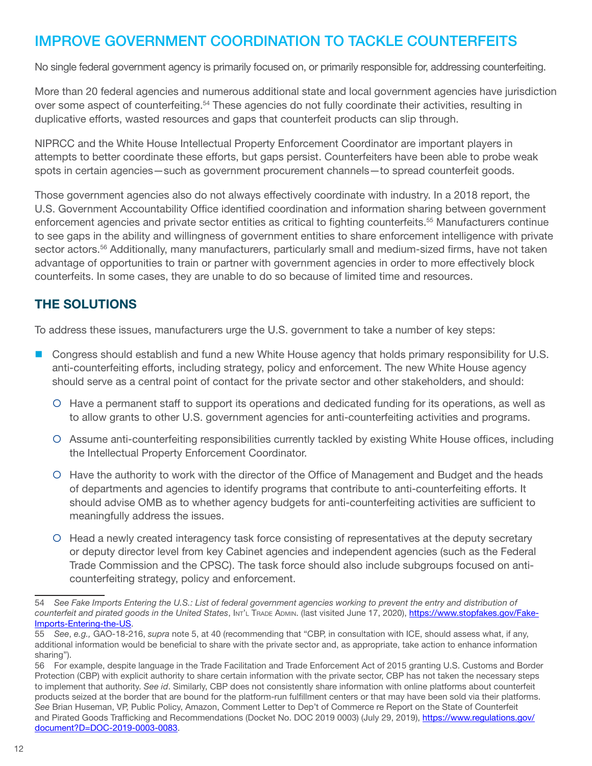## IMPROVE GOVERNMENT COORDINATION TO TACKLE COUNTERFEITS

No single federal government agency is primarily focused on, or primarily responsible for, addressing counterfeiting.

More than 20 federal agencies and numerous additional state and local government agencies have jurisdiction over some aspect of counterfeiting.[54] These agencies do not fully coordinate their activities, resulting in duplicative efforts, wasted resources and gaps that counterfeit products can slip through.

NIPRCC and the White House Intellectual Property Enforcement Coordinator are important players in attempts to better coordinate these efforts, but gaps persist. Counterfeiters have been able to probe weak spots in certain agencies—such as government procurement channels—to spread counterfeit goods.

Those government agencies also do not always effectively coordinate with industry. In a 2018 report, the U.S. Government Accountability Office identified coordination and information sharing between government enforcement agencies and private sector entities as critical to fighting counterfeits.[55] Manufacturers continue to see gaps in the ability and willingness of government entities to share enforcement intelligence with private sector actors.[56] Additionally, many manufacturers, particularly small and medium-sized firms, have not taken advantage of opportunities to train or partner with government agencies in order to more effectively block counterfeits. In some cases, they are unable to do so because of limited time and resources.

### THE SOLUTIONS

To address these issues, manufacturers urge the U.S. government to take a number of key steps:

- Congress should establish and fund a new White House agency that holds primary responsibility for U.S. anti-counterfeiting efforts, including strategy, policy and enforcement. The new White House agency should serve as a central point of contact for the private sector and other stakeholders, and should:
  - Have a permanent staff to support its operations and dedicated funding for its operations, as well as to allow grants to other U.S. government agencies for anti-counterfeiting activities and programs.
  - Assume anti-counterfeiting responsibilities currently tackled by existing White House offices, including the Intellectual Property Enforcement Coordinator.
  - Have the authority to work with the director of the Office of Management and Budget and the heads of departments and agencies to identify programs that contribute to anti-counterfeiting efforts. It should advise OMB as to whether agency budgets for anti-counterfeiting activities are sufficient to meaningfully address the issues.
  - Head a newly created interagency task force consisting of representatives at the deputy secretary or deputy director level from key Cabinet agencies and independent agencies (such as the Federal Trade Commission and the CPSC). The task force should also include subgroups focused on anti-counterfeiting strategy, policy and enforcement.

---

54 *See Fake Imports Entering the U.S.: List of federal government agencies working to prevent the entry and distribution of counterfeit and pirated goods in the United States*, Int'l Trade Admin. (last visited June 17, 2020), https://www.stopfakes.gov/Fake-Imports-Entering-the-US.

55 *See*, *e.g.,* GAO-18-216, *supra* note 5, at 40 (recommending that "CBP, in consultation with ICE, should assess what, if any, additional information would be beneficial to share with the private sector and, as appropriate, take action to enhance information sharing").

56 For example, despite language in the Trade Facilitation and Trade Enforcement Act of 2015 granting U.S. Customs and Border Protection (CBP) with explicit authority to share certain information with the private sector, CBP has not taken the necessary steps to implement that authority. *See id*. Similarly, CBP does not consistently share information with online platforms about counterfeit products seized at the border that are bound for the platform-run fulfillment centers or that may have been sold via their platforms. *See* Brian Huseman, VP, Public Policy, Amazon, Comment Letter to Dep't of Commerce re Report on the State of Counterfeit and Pirated Goods Trafficking and Recommendations (Docket No. DOC 2019 0003) (July 29, 2019), https://www.regulations.gov/document?D=DOC-2019-0003-0083.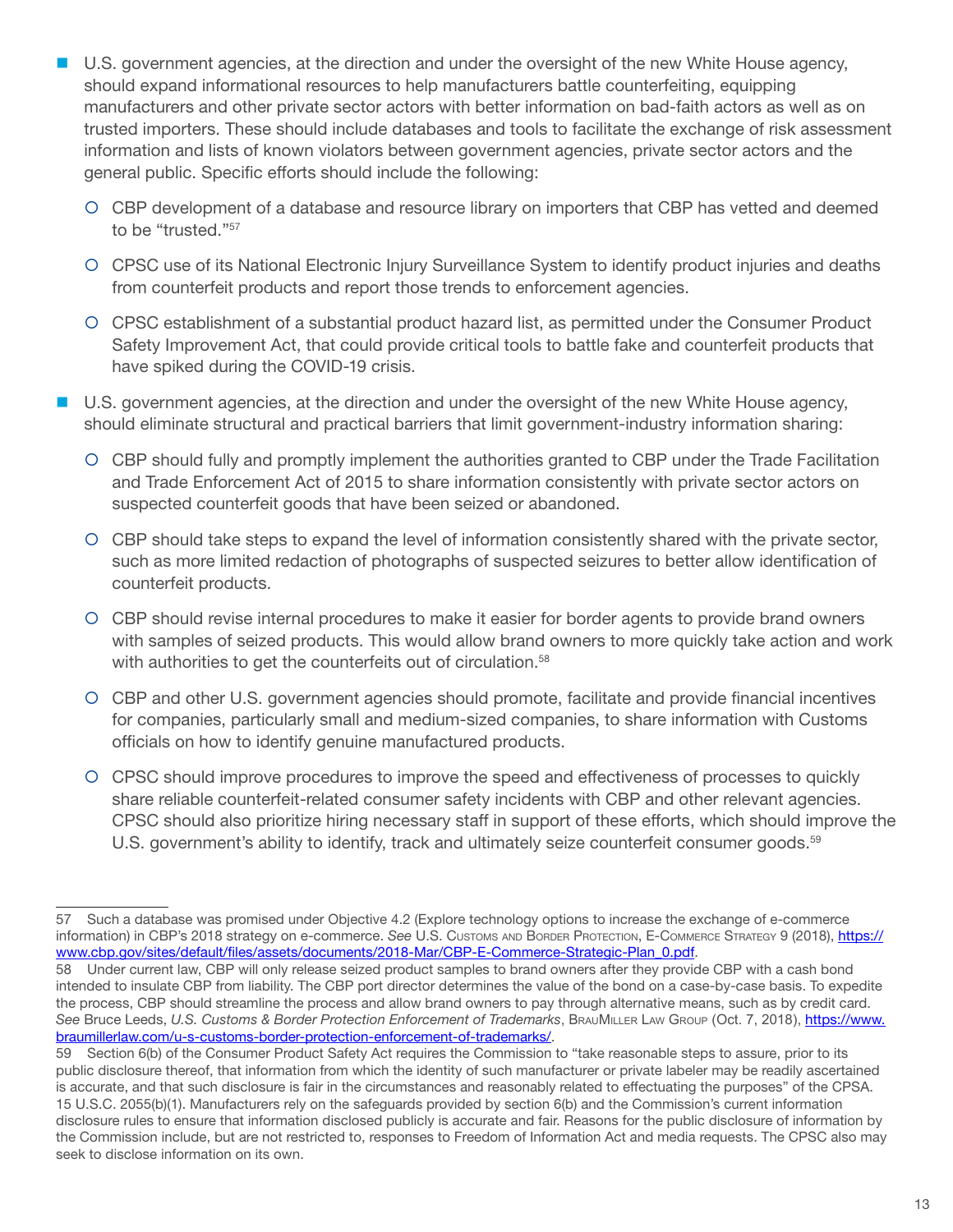- U.S. government agencies, at the direction and under the oversight of the new White House agency, should expand informational resources to help manufacturers battle counterfeiting, equipping manufacturers and other private sector actors with better information on bad-faith actors as well as on trusted importers. These should include databases and tools to facilitate the exchange of risk assessment information and lists of known violators between government agencies, private sector actors and the general public. Specific efforts should include the following:
  - CBP development of a database and resource library on importers that CBP has vetted and deemed to be "trusted."[57]
  - CPSC use of its National Electronic Injury Surveillance System to identify product injuries and deaths from counterfeit products and report those trends to enforcement agencies.
  - CPSC establishment of a substantial product hazard list, as permitted under the Consumer Product Safety Improvement Act, that could provide critical tools to battle fake and counterfeit products that have spiked during the COVID-19 crisis.
- U.S. government agencies, at the direction and under the oversight of the new White House agency, should eliminate structural and practical barriers that limit government-industry information sharing:
  - CBP should fully and promptly implement the authorities granted to CBP under the Trade Facilitation and Trade Enforcement Act of 2015 to share information consistently with private sector actors on suspected counterfeit goods that have been seized or abandoned.
  - CBP should take steps to expand the level of information consistently shared with the private sector, such as more limited redaction of photographs of suspected seizures to better allow identification of counterfeit products.
  - CBP should revise internal procedures to make it easier for border agents to provide brand owners with samples of seized products. This would allow brand owners to more quickly take action and work with authorities to get the counterfeits out of circulation.[58]
  - CBP and other U.S. government agencies should promote, facilitate and provide financial incentives for companies, particularly small and medium-sized companies, to share information with Customs officials on how to identify genuine manufactured products.
  - CPSC should improve procedures to improve the speed and effectiveness of processes to quickly share reliable counterfeit-related consumer safety incidents with CBP and other relevant agencies. CPSC should also prioritize hiring necessary staff in support of these efforts, which should improve the U.S. government's ability to identify, track and ultimately seize counterfeit consumer goods.[59]

---

57 Such a database was promised under Objective 4.2 (Explore technology options to increase the exchange of e-commerce information) in CBP's 2018 strategy on e-commerce. *See* U.S. Customs and Border Protection, E-Commerce Strategy 9 (2018), https://www.cbp.gov/sites/default/files/assets/documents/2018-Mar/CBP-E-Commerce-Strategic-Plan_0.pdf.

58 Under current law, CBP will only release seized product samples to brand owners after they provide CBP with a cash bond intended to insulate CBP from liability. The CBP port director determines the value of the bond on a case-by-case basis. To expedite the process, CBP should streamline the process and allow brand owners to pay through alternative means, such as by credit card. *See* Bruce Leeds, *U.S. Customs & Border Protection Enforcement of Trademarks*, BrauMiller Law Group (Oct. 7, 2018), https://www.braumillerlaw.com/u-s-customs-border-protection-enforcement-of-trademarks/.

59 Section 6(b) of the Consumer Product Safety Act requires the Commission to "take reasonable steps to assure, prior to its public disclosure thereof, that information from which the identity of such manufacturer or private labeler may be readily ascertained is accurate, and that such disclosure is fair in the circumstances and reasonably related to effectuating the purposes" of the CPSA. 15 U.S.C. 2055(b)(1). Manufacturers rely on the safeguards provided by section 6(b) and the Commission's current information disclosure rules to ensure that information disclosed publicly is accurate and fair. Reasons for the public disclosure of information by the Commission include, but are not restricted to, responses to Freedom of Information Act and media requests. The CPSC also may seek to disclose information on its own.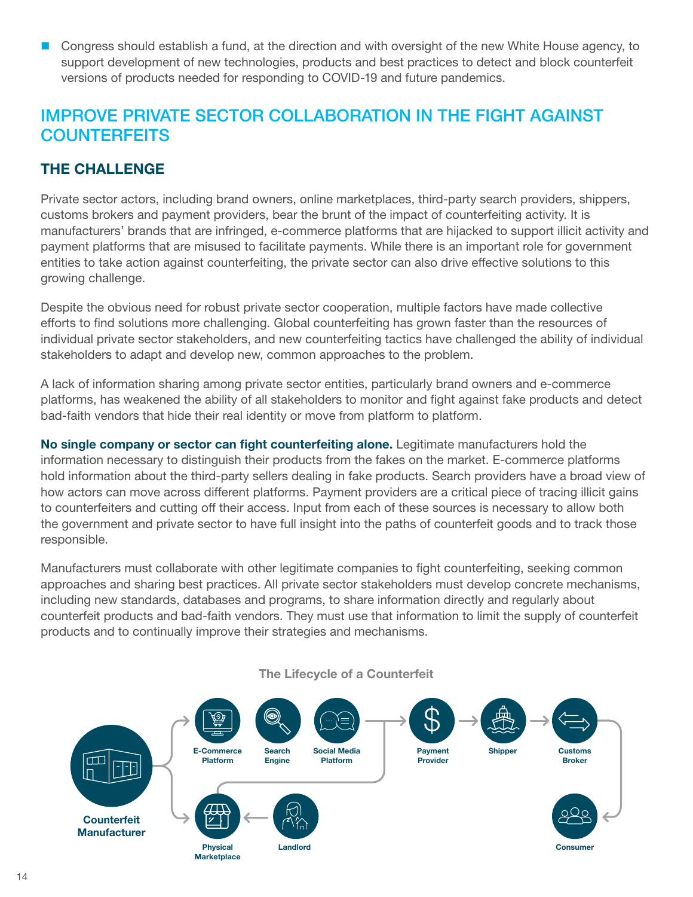- Congress should establish a fund, at the direction and with oversight of the new White House agency, to support development of new technologies, products and best practices to detect and block counterfeit versions of products needed for responding to COVID-19 and future pandemics.

## IMPROVE PRIVATE SECTOR COLLABORATION IN THE FIGHT AGAINST COUNTERFEITS

### THE CHALLENGE

Private sector actors, including brand owners, online marketplaces, third-party search providers, shippers, customs brokers and payment providers, bear the brunt of the impact of counterfeiting activity. It is manufacturers' brands that are infringed, e-commerce platforms that are hijacked to support illicit activity and payment platforms that are misused to facilitate payments. While there is an important role for government entities to take action against counterfeiting, the private sector can also drive effective solutions to this growing challenge.

Despite the obvious need for robust private sector cooperation, multiple factors have made collective efforts to find solutions more challenging. Global counterfeiting has grown faster than the resources of individual private sector stakeholders, and new counterfeiting tactics have challenged the ability of individual stakeholders to adapt and develop new, common approaches to the problem.

A lack of information sharing among private sector entities, particularly brand owners and e-commerce platforms, has weakened the ability of all stakeholders to monitor and fight against fake products and detect bad-faith vendors that hide their real identity or move from platform to platform.

**No single company or sector can fight counterfeiting alone.** Legitimate manufacturers hold the information necessary to distinguish their products from the fakes on the market. E-commerce platforms hold information about the third-party sellers dealing in fake products. Search providers have a broad view of how actors can move across different platforms. Payment providers are a critical piece of tracing illicit gains to counterfeiters and cutting off their access. Input from each of these sources is necessary to allow both the government and private sector to have full insight into the paths of counterfeit goods and to track those responsible.

Manufacturers must collaborate with other legitimate companies to fight counterfeiting, seeking common approaches and sharing best practices. All private sector stakeholders must develop concrete mechanisms, including new standards, databases and programs, to share information directly and regularly about counterfeit products and bad-faith vendors. They must use that information to limit the supply of counterfeit products and to continually improve their strategies and mechanisms.

**The Lifecycle of a Counterfeit**

Counterfeit Manufacturer → E-Commerce Platform, Search Engine, Social Media Platform → Payment Provider → Shipper → Customs Broker → Consumer

Counterfeit Manufacturer → Physical Marketplace ← Landlord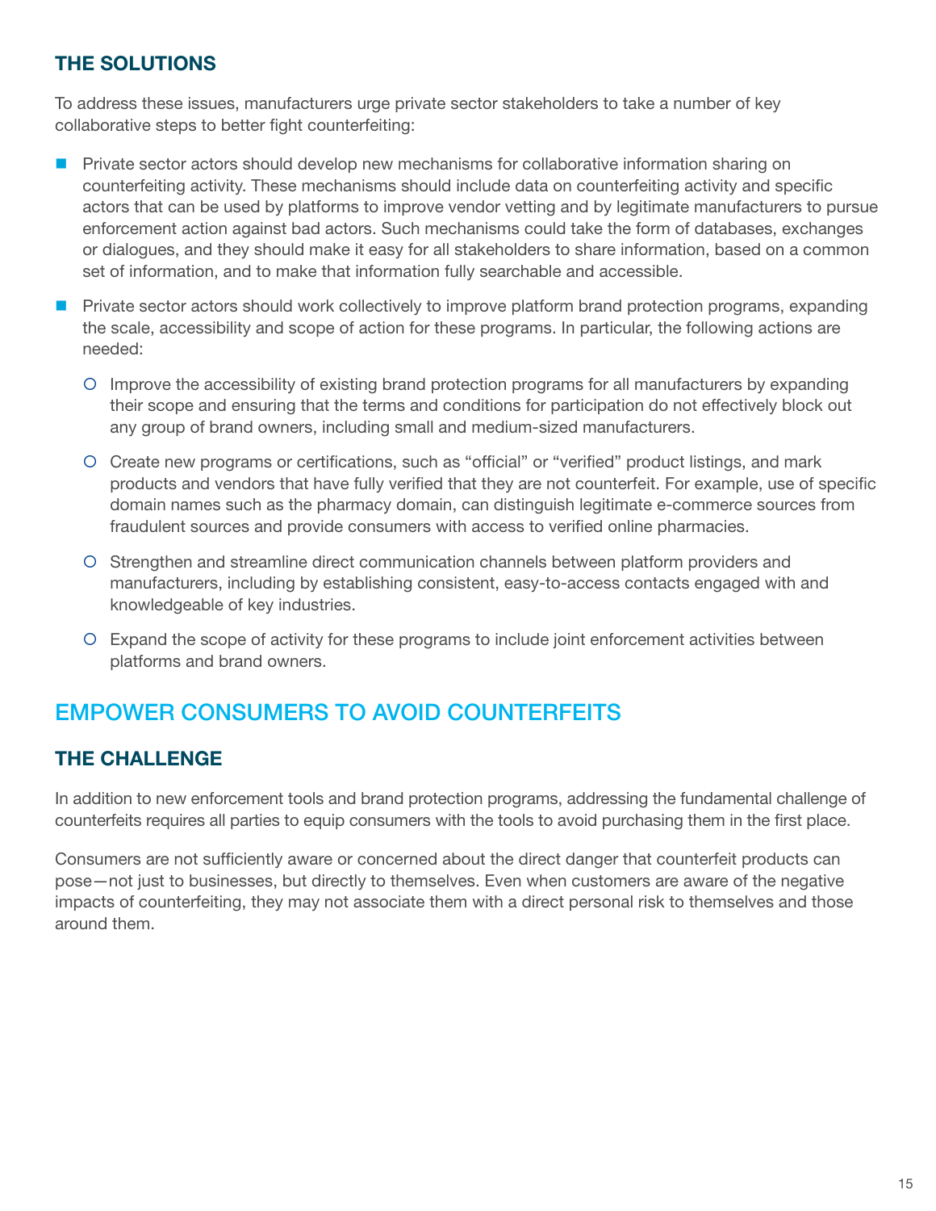### THE SOLUTIONS

To address these issues, manufacturers urge private sector stakeholders to take a number of key collaborative steps to better fight counterfeiting:

- Private sector actors should develop new mechanisms for collaborative information sharing on counterfeiting activity. These mechanisms should include data on counterfeiting activity and specific actors that can be used by platforms to improve vendor vetting and by legitimate manufacturers to pursue enforcement action against bad actors. Such mechanisms could take the form of databases, exchanges or dialogues, and they should make it easy for all stakeholders to share information, based on a common set of information, and to make that information fully searchable and accessible.
- Private sector actors should work collectively to improve platform brand protection programs, expanding the scale, accessibility and scope of action for these programs. In particular, the following actions are needed:
  - Improve the accessibility of existing brand protection programs for all manufacturers by expanding their scope and ensuring that the terms and conditions for participation do not effectively block out any group of brand owners, including small and medium-sized manufacturers.
  - Create new programs or certifications, such as "official" or "verified" product listings, and mark products and vendors that have fully verified that they are not counterfeit. For example, use of specific domain names such as the pharmacy domain, can distinguish legitimate e-commerce sources from fraudulent sources and provide consumers with access to verified online pharmacies.
  - Strengthen and streamline direct communication channels between platform providers and manufacturers, including by establishing consistent, easy-to-access contacts engaged with and knowledgeable of key industries.
  - Expand the scope of activity for these programs to include joint enforcement activities between platforms and brand owners.

## EMPOWER CONSUMERS TO AVOID COUNTERFEITS

### THE CHALLENGE

In addition to new enforcement tools and brand protection programs, addressing the fundamental challenge of counterfeits requires all parties to equip consumers with the tools to avoid purchasing them in the first place.

Consumers are not sufficiently aware or concerned about the direct danger that counterfeit products can pose—not just to businesses, but directly to themselves. Even when customers are aware of the negative impacts of counterfeiting, they may not associate them with a direct personal risk to themselves and those around them.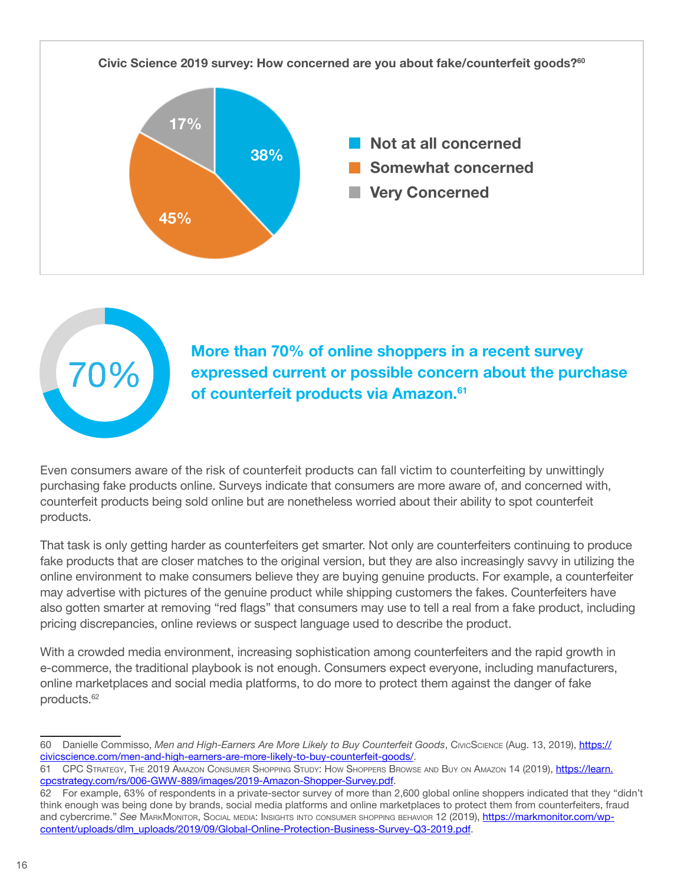**Civic Science 2019 survey: How concerned are you about fake/counterfeit goods?**[60]

| Response | Percentage |
| --- | --- |
| Not at all concerned | 38% |
| Somewhat concerned | 45% |
| Very Concerned | 17% |

70%

**More than 70% of online shoppers in a recent survey expressed current or possible concern about the purchase of counterfeit products via Amazon.**[61]

Even consumers aware of the risk of counterfeit products can fall victim to counterfeiting by unwittingly purchasing fake products online. Surveys indicate that consumers are more aware of, and concerned with, counterfeit products being sold online but are nonetheless worried about their ability to spot counterfeit products.

That task is only getting harder as counterfeiters get smarter. Not only are counterfeiters continuing to produce fake products that are closer matches to the original version, but they are also increasingly savvy in utilizing the online environment to make consumers believe they are buying genuine products. For example, a counterfeiter may advertise with pictures of the genuine product while shipping customers the fakes. Counterfeiters have also gotten smarter at removing "red flags" that consumers may use to tell a real from a fake product, including pricing discrepancies, online reviews or suspect language used to describe the product.

With a crowded media environment, increasing sophistication among counterfeiters and the rapid growth in e-commerce, the traditional playbook is not enough. Consumers expect everyone, including manufacturers, online marketplaces and social media platforms, to do more to protect them against the danger of fake products.[62]

---

60 Danielle Commisso, *Men and High-Earners Are More Likely to Buy Counterfeit Goods*, CivicScience (Aug. 13, 2019), https://civicscience.com/men-and-high-earners-are-more-likely-to-buy-counterfeit-goods/.

61 CPC Strategy, The 2019 Amazon Consumer Shopping Study: How Shoppers Browse and Buy on Amazon 14 (2019), https://learn.cpcstrategy.com/rs/006-GWW-889/images/2019-Amazon-Shopper-Survey.pdf.

62 For example, 63% of respondents in a private-sector survey of more than 2,600 global online shoppers indicated that they "didn't think enough was being done by brands, social media platforms and online marketplaces to protect them from counterfeiters, fraud and cybercrime." *See* MarkMonitor, Social media: Insights into consumer shopping behavior 12 (2019), https://markmonitor.com/wp-content/uploads/dlm_uploads/2019/09/Global-Online-Protection-Business-Survey-Q3-2019.pdf.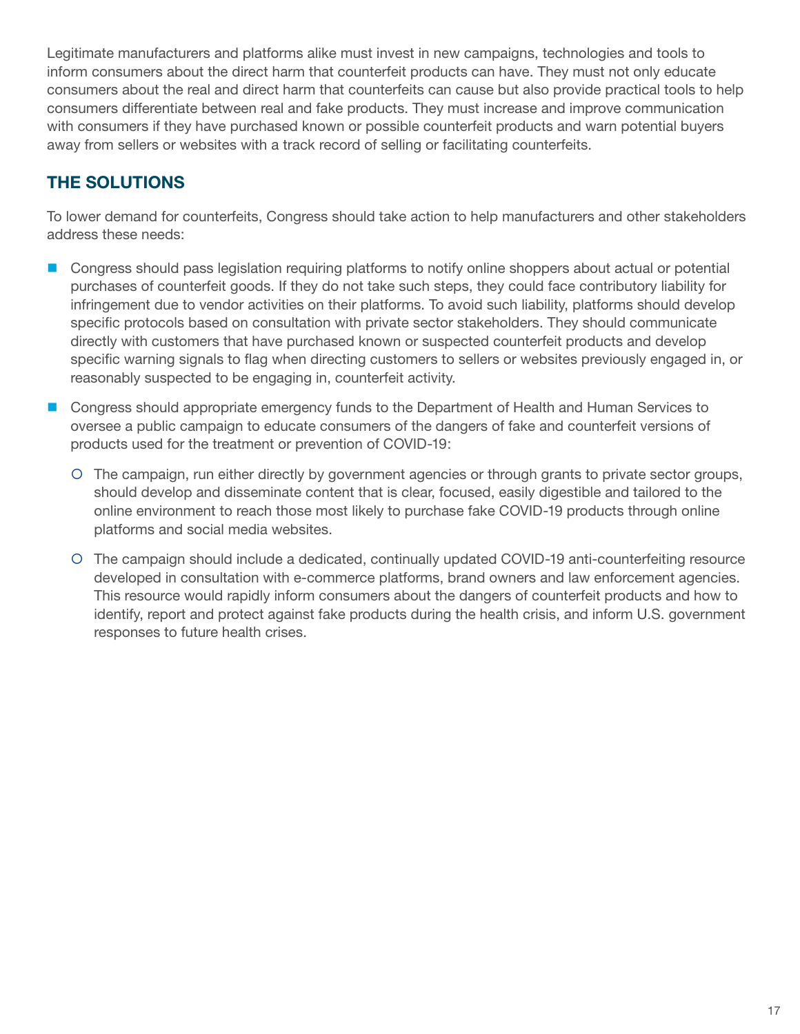Legitimate manufacturers and platforms alike must invest in new campaigns, technologies and tools to inform consumers about the direct harm that counterfeit products can have. They must not only educate consumers about the real and direct harm that counterfeits can cause but also provide practical tools to help consumers differentiate between real and fake products. They must increase and improve communication with consumers if they have purchased known or possible counterfeit products and warn potential buyers away from sellers or websites with a track record of selling or facilitating counterfeits.

## THE SOLUTIONS

To lower demand for counterfeits, Congress should take action to help manufacturers and other stakeholders address these needs:

- Congress should pass legislation requiring platforms to notify online shoppers about actual or potential purchases of counterfeit goods. If they do not take such steps, they could face contributory liability for infringement due to vendor activities on their platforms. To avoid such liability, platforms should develop specific protocols based on consultation with private sector stakeholders. They should communicate directly with customers that have purchased known or suspected counterfeit products and develop specific warning signals to flag when directing customers to sellers or websites previously engaged in, or reasonably suspected to be engaging in, counterfeit activity.
- Congress should appropriate emergency funds to the Department of Health and Human Services to oversee a public campaign to educate consumers of the dangers of fake and counterfeit versions of products used for the treatment or prevention of COVID-19:
  - The campaign, run either directly by government agencies or through grants to private sector groups, should develop and disseminate content that is clear, focused, easily digestible and tailored to the online environment to reach those most likely to purchase fake COVID-19 products through online platforms and social media websites.
  - The campaign should include a dedicated, continually updated COVID-19 anti-counterfeiting resource developed in consultation with e-commerce platforms, brand owners and law enforcement agencies. This resource would rapidly inform consumers about the dangers of counterfeit products and how to identify, report and protect against fake products during the health crisis, and inform U.S. government responses to future health crises.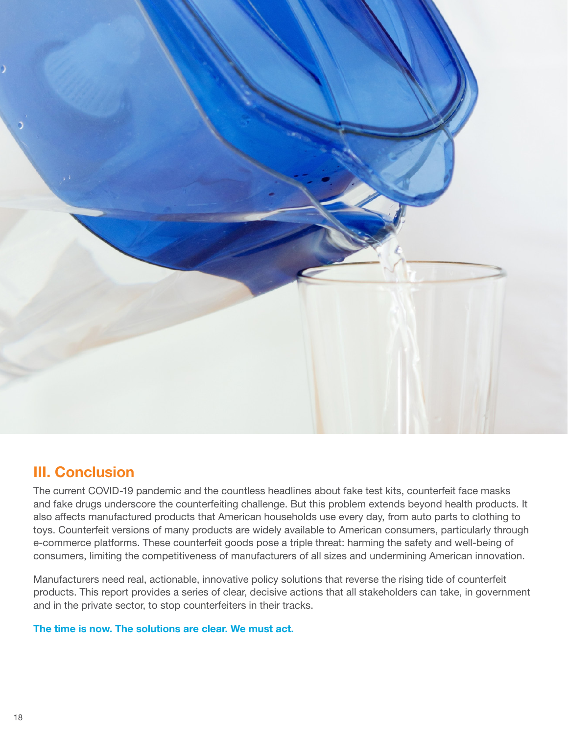## III. Conclusion

The current COVID-19 pandemic and the countless headlines about fake test kits, counterfeit face masks and fake drugs underscore the counterfeiting challenge. But this problem extends beyond health products. It also affects manufactured products that American households use every day, from auto parts to clothing to toys. Counterfeit versions of many products are widely available to American consumers, particularly through e-commerce platforms. These counterfeit goods pose a triple threat: harming the safety and well-being of consumers, limiting the competitiveness of manufacturers of all sizes and undermining American innovation.

Manufacturers need real, actionable, innovative policy solutions that reverse the rising tide of counterfeit products. This report provides a series of clear, decisive actions that all stakeholders can take, in government and in the private sector, to stop counterfeiters in their tracks.

**The time is now. The solutions are clear. We must act.**